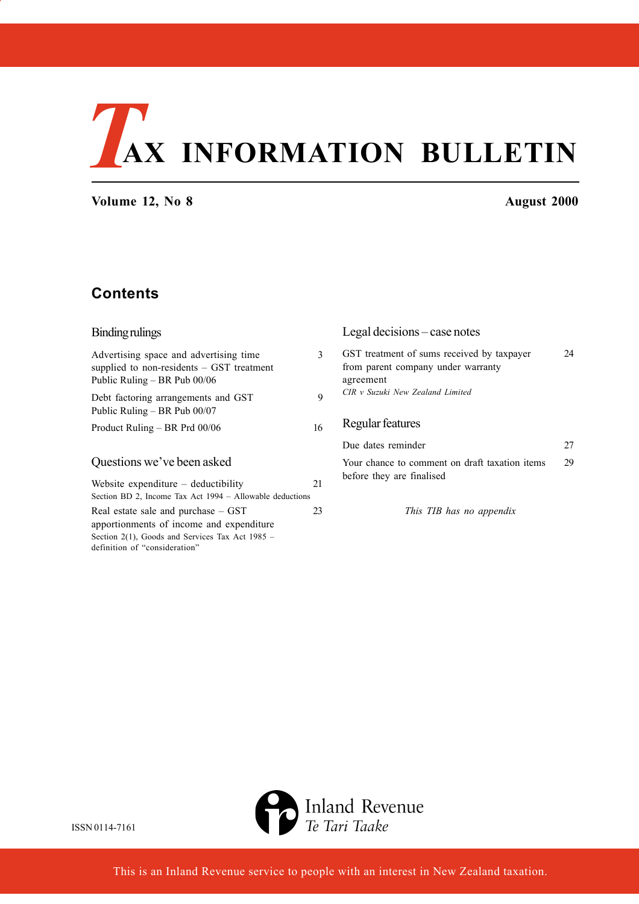# TAX INFORMATION BULLETIN

**Volume 12, No 8** **August 2000**

## Contents

### Binding rulings

Advertising space and advertising time supplied to non-residents – GST treatment
Public Ruling – BR Pub 00/06 — 3

Debt factoring arrangements and GST
Public Ruling – BR Pub 00/07 — 9

Product Ruling – BR Prd 00/06 — 16

### Questions we've been asked

Website expenditure – deductibility
Section BD 2, Income Tax Act 1994 – Allowable deductions — 21

Real estate sale and purchase – GST apportionments of income and expenditure
Section 2(1), Goods and Services Tax Act 1985 – definition of "consideration" — 23

### Legal decisions – case notes

GST treatment of sums received by taxpayer from parent company under warranty agreement
*CIR v Suzuki New Zealand Limited* — 24

### Regular features

Due dates reminder — 27

Your chance to comment on draft taxation items before they are finalised — 29

*This TIB has no appendix*

ISSN 0114-7161

Inland Revenue
*Te Tari Taake*

This is an Inland Revenue service to people with an interest in New Zealand taxation.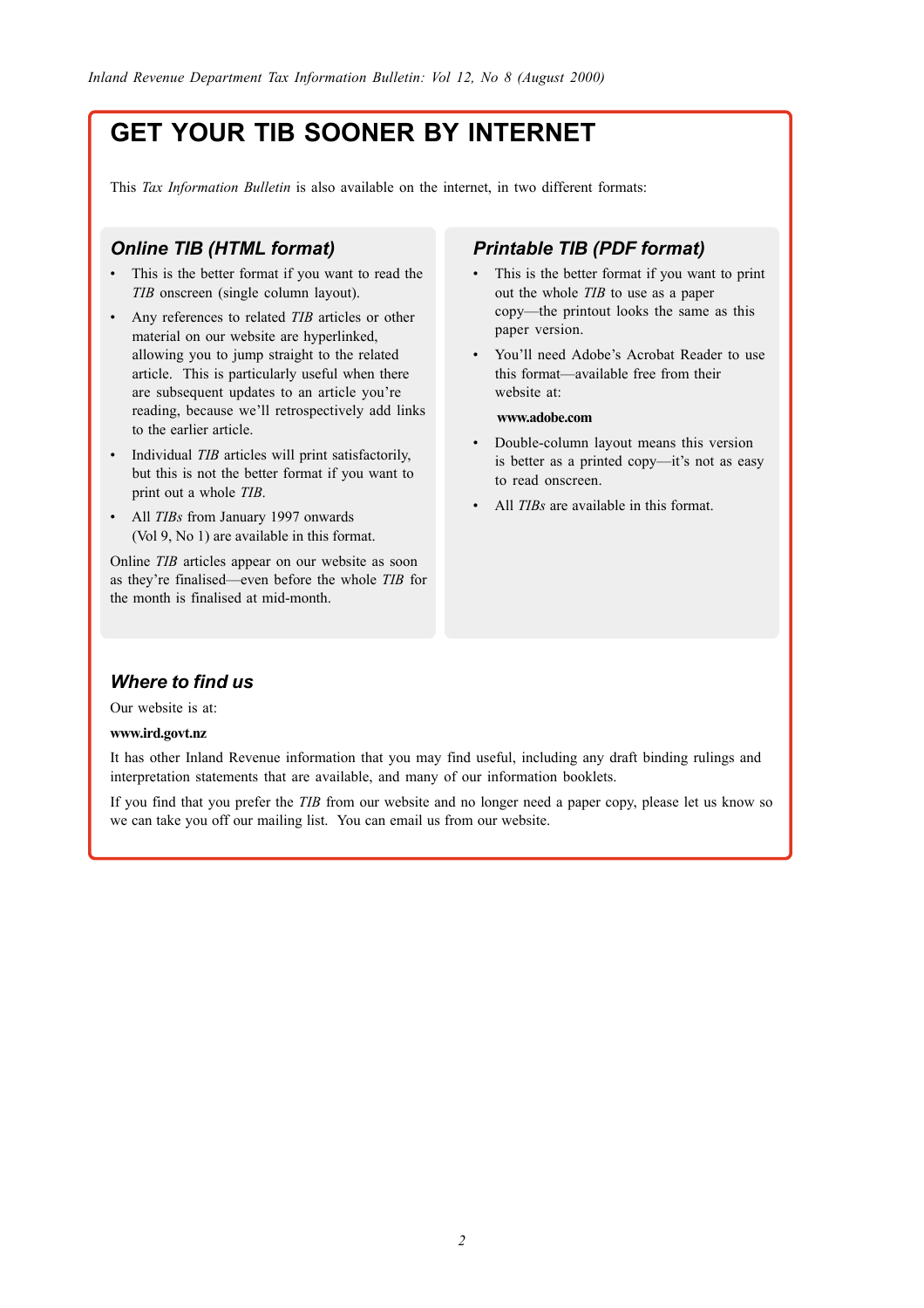# GET YOUR TIB SOONER BY INTERNET

This *Tax Information Bulletin* is also available on the internet, in two different formats:

## *Online TIB (HTML format)*

- This is the better format if you want to read the *TIB* onscreen (single column layout).
- Any references to related *TIB* articles or other material on our website are hyperlinked, allowing you to jump straight to the related article. This is particularly useful when there are subsequent updates to an article you're reading, because we'll retrospectively add links to the earlier article.
- Individual *TIB* articles will print satisfactorily, but this is not the better format if you want to print out a whole *TIB*.
- All *TIBs* from January 1997 onwards (Vol 9, No 1) are available in this format.

Online *TIB* articles appear on our website as soon as they're finalised—even before the whole *TIB* for the month is finalised at mid-month.

## *Printable TIB (PDF format)*

- This is the better format if you want to print out the whole *TIB* to use as a paper copy—the printout looks the same as this paper version.
- You'll need Adobe's Acrobat Reader to use this format—available free from their website at:

  **www.adobe.com**

- Double-column layout means this version is better as a printed copy—it's not as easy to read onscreen.
- All *TIBs* are available in this format.

## *Where to find us*

Our website is at:

**www.ird.govt.nz**

It has other Inland Revenue information that you may find useful, including any draft binding rulings and interpretation statements that are available, and many of our information booklets.

If you find that you prefer the *TIB* from our website and no longer need a paper copy, please let us know so we can take you off our mailing list. You can email us from our website.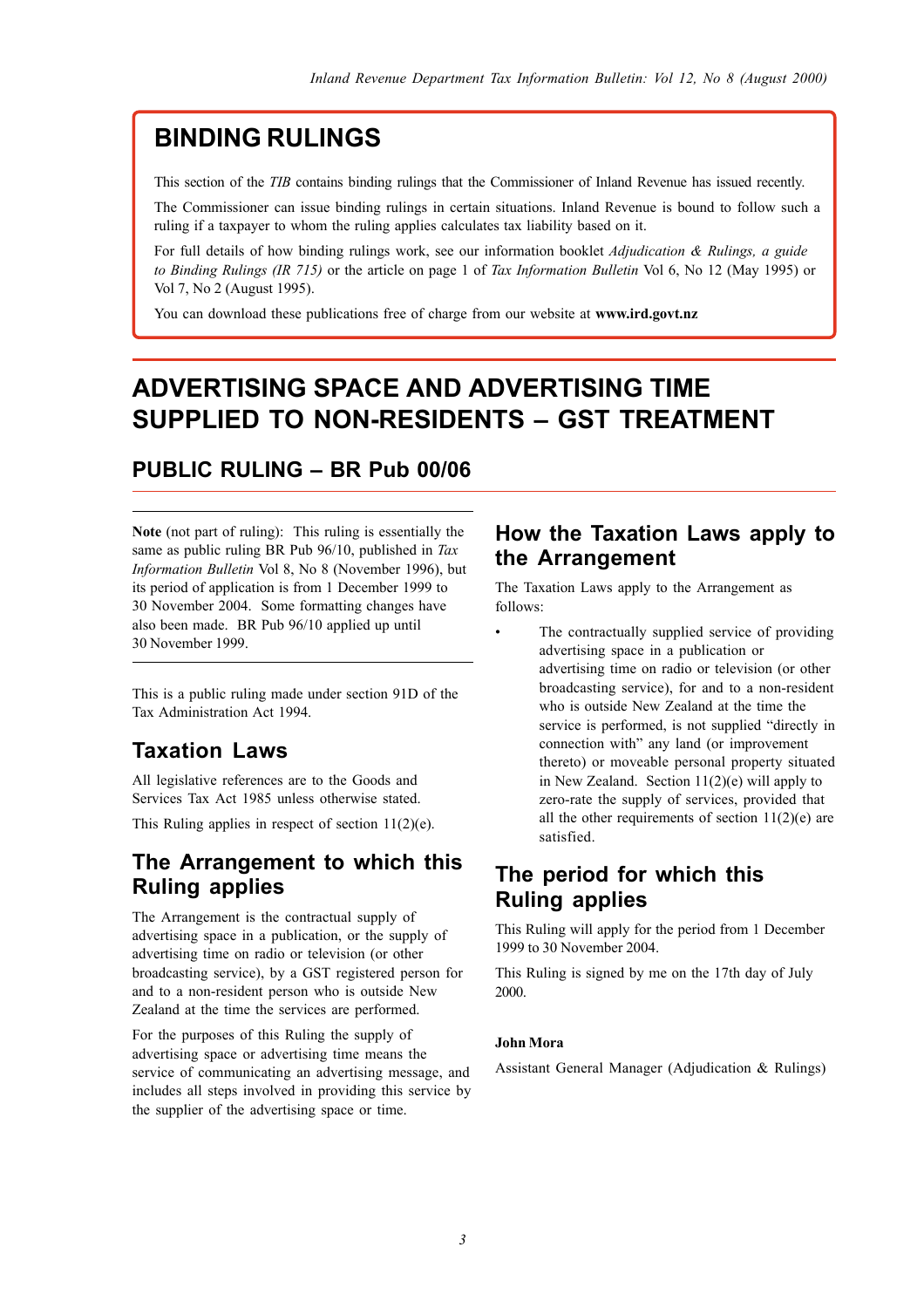# BINDING RULINGS

This section of the *TIB* contains binding rulings that the Commissioner of Inland Revenue has issued recently.

The Commissioner can issue binding rulings in certain situations. Inland Revenue is bound to follow such a ruling if a taxpayer to whom the ruling applies calculates tax liability based on it.

For full details of how binding rulings work, see our information booklet *Adjudication & Rulings, a guide to Binding Rulings (IR 715)* or the article on page 1 of *Tax Information Bulletin* Vol 6, No 12 (May 1995) or Vol 7, No 2 (August 1995).

You can download these publications free of charge from our website at **www.ird.govt.nz**

# ADVERTISING SPACE AND ADVERTISING TIME SUPPLIED TO NON-RESIDENTS – GST TREATMENT

## PUBLIC RULING – BR Pub 00/06

**Note** (not part of ruling): This ruling is essentially the same as public ruling BR Pub 96/10, published in *Tax Information Bulletin* Vol 8, No 8 (November 1996), but its period of application is from 1 December 1999 to 30 November 2004. Some formatting changes have also been made. BR Pub 96/10 applied up until 30 November 1999.

This is a public ruling made under section 91D of the Tax Administration Act 1994.

### Taxation Laws

All legislative references are to the Goods and Services Tax Act 1985 unless otherwise stated.

This Ruling applies in respect of section 11(2)(e).

### The Arrangement to which this Ruling applies

The Arrangement is the contractual supply of advertising space in a publication, or the supply of advertising time on radio or television (or other broadcasting service), by a GST registered person for and to a non-resident person who is outside New Zealand at the time the services are performed.

For the purposes of this Ruling the supply of advertising space or advertising time means the service of communicating an advertising message, and includes all steps involved in providing this service by the supplier of the advertising space or time.

### How the Taxation Laws apply to the Arrangement

The Taxation Laws apply to the Arrangement as follows:

- The contractually supplied service of providing advertising space in a publication or advertising time on radio or television (or other broadcasting service), for and to a non-resident who is outside New Zealand at the time the service is performed, is not supplied "directly in connection with" any land (or improvement thereto) or moveable personal property situated in New Zealand. Section 11(2)(e) will apply to zero-rate the supply of services, provided that all the other requirements of section 11(2)(e) are satisfied.

### The period for which this Ruling applies

This Ruling will apply for the period from 1 December 1999 to 30 November 2004.

This Ruling is signed by me on the 17th day of July 2000.

**John Mora**

Assistant General Manager (Adjudication & Rulings)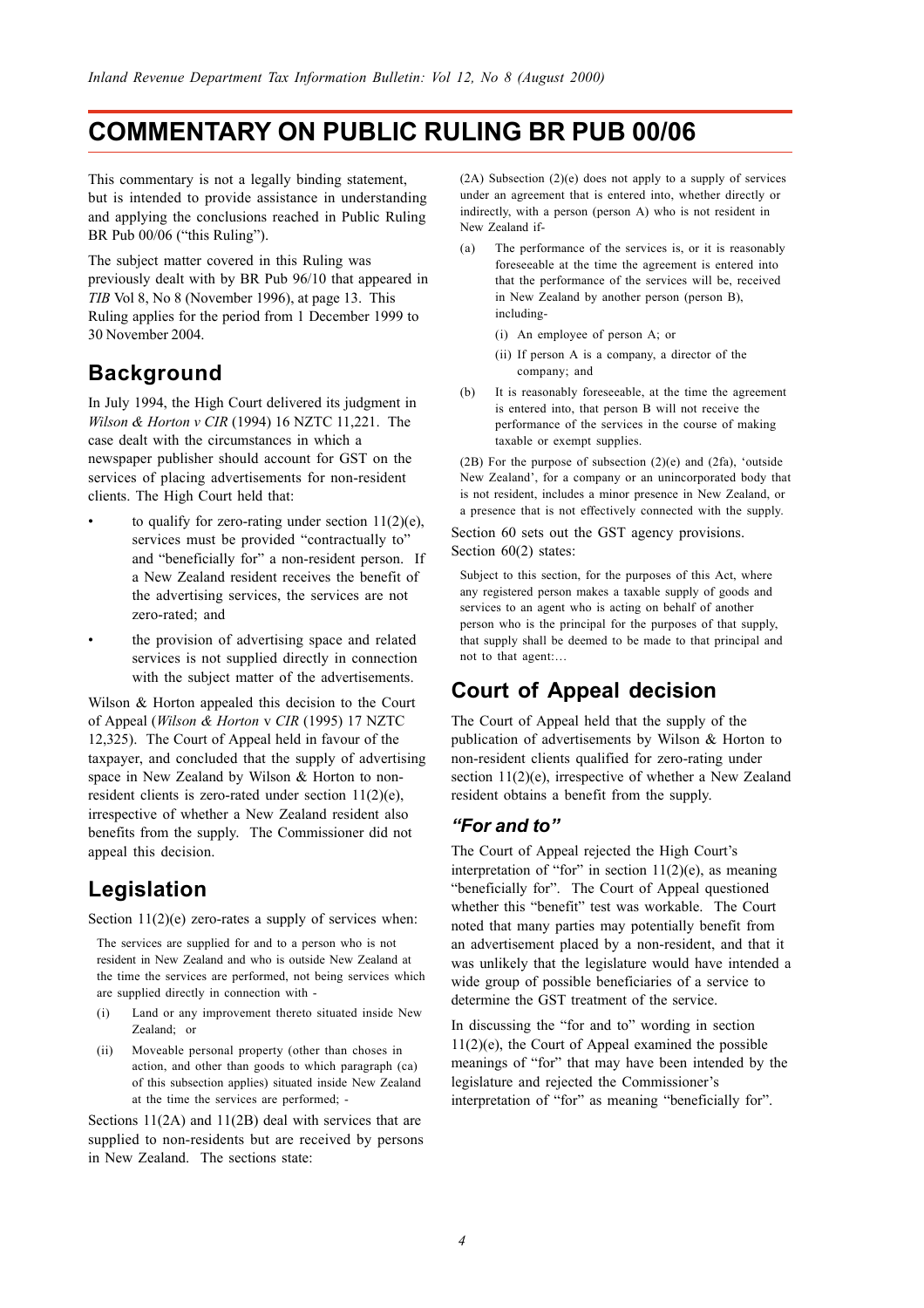# COMMENTARY ON PUBLIC RULING BR PUB 00/06

This commentary is not a legally binding statement, but is intended to provide assistance in understanding and applying the conclusions reached in Public Ruling BR Pub 00/06 ("this Ruling").

The subject matter covered in this Ruling was previously dealt with by BR Pub 96/10 that appeared in *TIB* Vol 8, No 8 (November 1996), at page 13. This Ruling applies for the period from 1 December 1999 to 30 November 2004.

## Background

In July 1994, the High Court delivered its judgment in *Wilson & Horton v CIR* (1994) 16 NZTC 11,221. The case dealt with the circumstances in which a newspaper publisher should account for GST on the services of placing advertisements for non-resident clients. The High Court held that:

- to qualify for zero-rating under section 11(2)(e), services must be provided "contractually to" and "beneficially for" a non-resident person. If a New Zealand resident receives the benefit of the advertising services, the services are not zero-rated; and
- the provision of advertising space and related services is not supplied directly in connection with the subject matter of the advertisements.

Wilson & Horton appealed this decision to the Court of Appeal (*Wilson & Horton* v *CIR* (1995) 17 NZTC 12,325). The Court of Appeal held in favour of the taxpayer, and concluded that the supply of advertising space in New Zealand by Wilson & Horton to non-resident clients is zero-rated under section 11(2)(e), irrespective of whether a New Zealand resident also benefits from the supply. The Commissioner did not appeal this decision.

## Legislation

Section 11(2)(e) zero-rates a supply of services when:

> The services are supplied for and to a person who is not resident in New Zealand and who is outside New Zealand at the time the services are performed, not being services which are supplied directly in connection with -
>
> (i) Land or any improvement thereto situated inside New Zealand; or
>
> (ii) Moveable personal property (other than choses in action, and other than goods to which paragraph (ca) of this subsection applies) situated inside New Zealand at the time the services are performed; -

Sections 11(2A) and 11(2B) deal with services that are supplied to non-residents but are received by persons in New Zealand. The sections state:

> (2A) Subsection (2)(e) does not apply to a supply of services under an agreement that is entered into, whether directly or indirectly, with a person (person A) who is not resident in New Zealand if-
>
> (a) The performance of the services is, or it is reasonably foreseeable at the time the agreement is entered into that the performance of the services will be, received in New Zealand by another person (person B), including-
>
> (i) An employee of person A; or
>
> (ii) If person A is a company, a director of the company; and
>
> (b) It is reasonably foreseeable, at the time the agreement is entered into, that person B will not receive the performance of the services in the course of making taxable or exempt supplies.
>
> (2B) For the purpose of subsection (2)(e) and (2fa), 'outside New Zealand', for a company or an unincorporated body that is not resident, includes a minor presence in New Zealand, or a presence that is not effectively connected with the supply.

Section 60 sets out the GST agency provisions. Section 60(2) states:

> Subject to this section, for the purposes of this Act, where any registered person makes a taxable supply of goods and services to an agent who is acting on behalf of another person who is the principal for the purposes of that supply, that supply shall be deemed to be made to that principal and not to that agent:…

## Court of Appeal decision

The Court of Appeal held that the supply of the publication of advertisements by Wilson & Horton to non-resident clients qualified for zero-rating under section 11(2)(e), irrespective of whether a New Zealand resident obtains a benefit from the supply.

### *"For and to"*

The Court of Appeal rejected the High Court's interpretation of "for" in section 11(2)(e), as meaning "beneficially for". The Court of Appeal questioned whether this "benefit" test was workable. The Court noted that many parties may potentially benefit from an advertisement placed by a non-resident, and that it was unlikely that the legislature would have intended a wide group of possible beneficiaries of a service to determine the GST treatment of the service.

In discussing the "for and to" wording in section 11(2)(e), the Court of Appeal examined the possible meanings of "for" that may have been intended by the legislature and rejected the Commissioner's interpretation of "for" as meaning "beneficially for".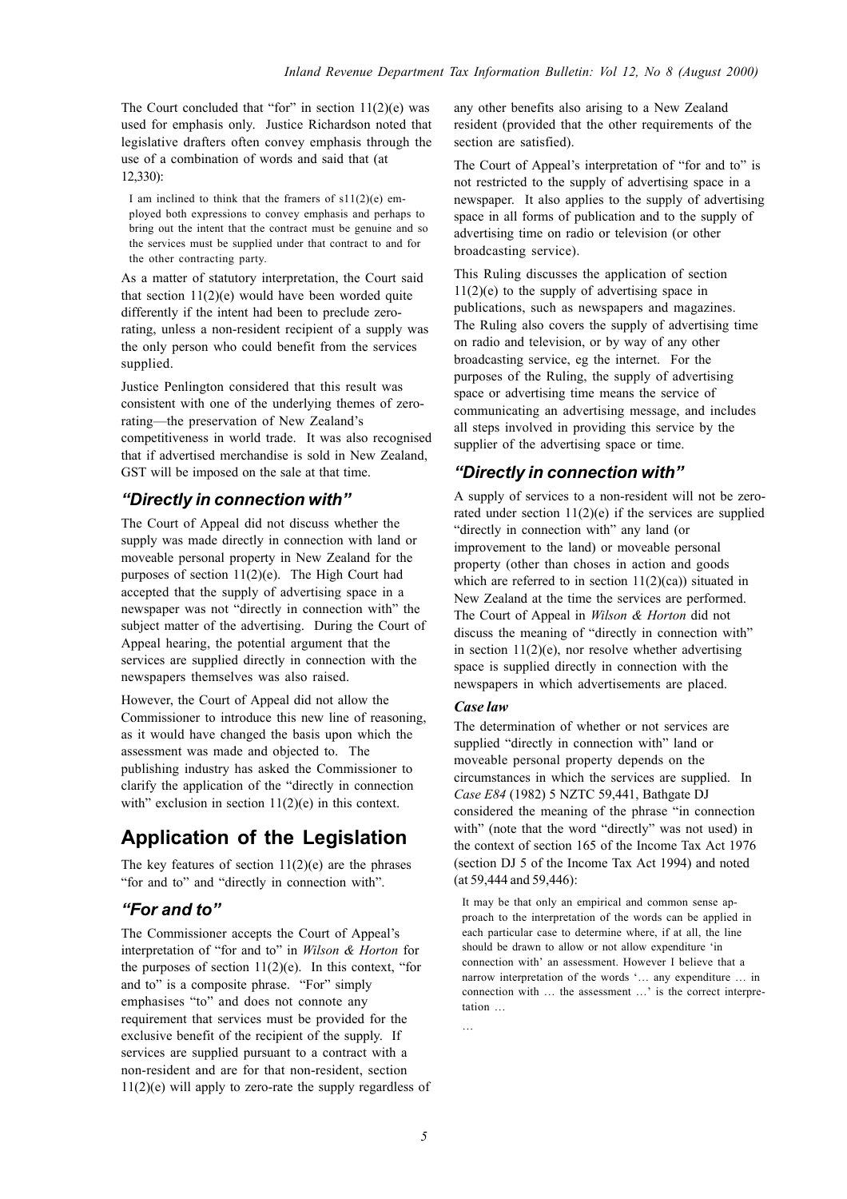The Court concluded that "for" in section 11(2)(e) was used for emphasis only. Justice Richardson noted that legislative drafters often convey emphasis through the use of a combination of words and said that (at 12,330):

> I am inclined to think that the framers of s11(2)(e) employed both expressions to convey emphasis and perhaps to bring out the intent that the contract must be genuine and so the services must be supplied under that contract to and for the other contracting party.

As a matter of statutory interpretation, the Court said that section 11(2)(e) would have been worded quite differently if the intent had been to preclude zero-rating, unless a non-resident recipient of a supply was the only person who could benefit from the services supplied.

Justice Penlington considered that this result was consistent with one of the underlying themes of zero-rating—the preservation of New Zealand's competitiveness in world trade. It was also recognised that if advertised merchandise is sold in New Zealand, GST will be imposed on the sale at that time.

### *"Directly in connection with"*

The Court of Appeal did not discuss whether the supply was made directly in connection with land or moveable personal property in New Zealand for the purposes of section 11(2)(e). The High Court had accepted that the supply of advertising space in a newspaper was not "directly in connection with" the subject matter of the advertising. During the Court of Appeal hearing, the potential argument that the services are supplied directly in connection with the newspapers themselves was also raised.

However, the Court of Appeal did not allow the Commissioner to introduce this new line of reasoning, as it would have changed the basis upon which the assessment was made and objected to. The publishing industry has asked the Commissioner to clarify the application of the "directly in connection with" exclusion in section 11(2)(e) in this context.

## Application of the Legislation

The key features of section 11(2)(e) are the phrases "for and to" and "directly in connection with".

### *"For and to"*

The Commissioner accepts the Court of Appeal's interpretation of "for and to" in *Wilson & Horton* for the purposes of section 11(2)(e). In this context, "for and to" is a composite phrase. "For" simply emphasises "to" and does not connote any requirement that services must be provided for the exclusive benefit of the recipient of the supply. If services are supplied pursuant to a contract with a non-resident and are for that non-resident, section 11(2)(e) will apply to zero-rate the supply regardless of any other benefits also arising to a New Zealand resident (provided that the other requirements of the section are satisfied).

The Court of Appeal's interpretation of "for and to" is not restricted to the supply of advertising space in a newspaper. It also applies to the supply of advertising space in all forms of publication and to the supply of advertising time on radio or television (or other broadcasting service).

This Ruling discusses the application of section 11(2)(e) to the supply of advertising space in publications, such as newspapers and magazines. The Ruling also covers the supply of advertising time on radio and television, or by way of any other broadcasting service, eg the internet. For the purposes of the Ruling, the supply of advertising space or advertising time means the service of communicating an advertising message, and includes all steps involved in providing this service by the supplier of the advertising space or time.

### *"Directly in connection with"*

A supply of services to a non-resident will not be zero-rated under section 11(2)(e) if the services are supplied "directly in connection with" any land (or improvement to the land) or moveable personal property (other than choses in action and goods which are referred to in section 11(2)(ca)) situated in New Zealand at the time the services are performed. The Court of Appeal in *Wilson & Horton* did not discuss the meaning of "directly in connection with" in section 11(2)(e), nor resolve whether advertising space is supplied directly in connection with the newspapers in which advertisements are placed.

#### *Case law*

The determination of whether or not services are supplied "directly in connection with" land or moveable personal property depends on the circumstances in which the services are supplied. In *Case E84* (1982) 5 NZTC 59,441, Bathgate DJ considered the meaning of the phrase "in connection with" (note that the word "directly" was not used) in the context of section 165 of the Income Tax Act 1976 (section DJ 5 of the Income Tax Act 1994) and noted (at 59,444 and 59,446):

> It may be that only an empirical and common sense approach to the interpretation of the words can be applied in each particular case to determine where, if at all, the line should be drawn to allow or not allow expenditure 'in connection with' an assessment. However I believe that a narrow interpretation of the words '… any expenditure … in connection with … the assessment …' is the correct interpretation …
>
> …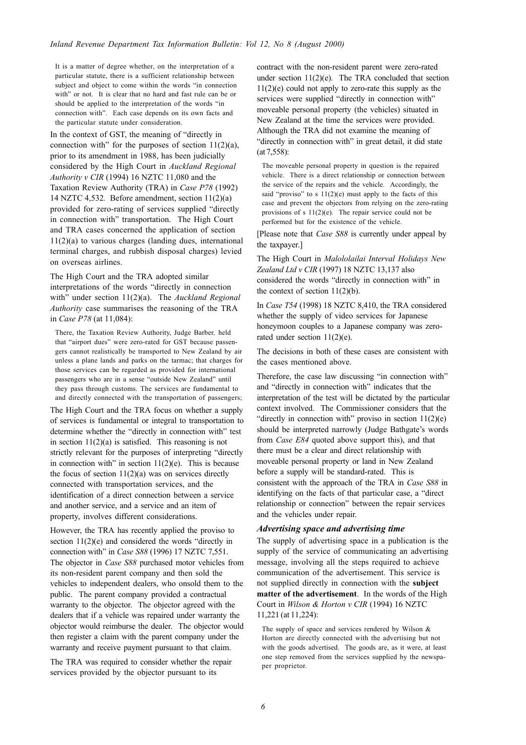> It is a matter of degree whether, on the interpretation of a particular statute, there is a sufficient relationship between subject and object to come within the words "in connection with" or not. It is clear that no hard and fast rule can be or should be applied to the interpretation of the words "in connection with". Each case depends on its own facts and the particular statute under consideration.

In the context of GST, the meaning of "directly in connection with" for the purposes of section 11(2)(a), prior to its amendment in 1988, has been judicially considered by the High Court in *Auckland Regional Authority v CIR* (1994) 16 NZTC 11,080 and the Taxation Review Authority (TRA) in *Case P78* (1992) 14 NZTC 4,532. Before amendment, section 11(2)(a) provided for zero-rating of services supplied "directly in connection with" transportation. The High Court and TRA cases concerned the application of section 11(2)(a) to various charges (landing dues, international terminal charges, and rubbish disposal charges) levied on overseas airlines.

The High Court and the TRA adopted similar interpretations of the words "directly in connection with" under section 11(2)(a). The *Auckland Regional Authority* case summarises the reasoning of the TRA in *Case P78* (at 11,084):

> There, the Taxation Review Authority, Judge Barber, held that "airport dues" were zero-rated for GST because passengers cannot realistically be transported to New Zealand by air unless a plane lands and parks on the tarmac; that charges for those services can be regarded as provided for international passengers who are in a sense "outside New Zealand" until they pass through customs. The services are fundamental to and directly connected with the transportation of passengers;

The High Court and the TRA focus on whether a supply of services is fundamental or integral to transportation to determine whether the "directly in connection with" test in section 11(2)(a) is satisfied. This reasoning is not strictly relevant for the purposes of interpreting "directly in connection with" in section 11(2)(e). This is because the focus of section 11(2)(a) was on services directly connected with transportation services, and the identification of a direct connection between a service and another service, and a service and an item of property, involves different considerations.

However, the TRA has recently applied the proviso to section 11(2)(e) and considered the words "directly in connection with" in *Case S88* (1996) 17 NZTC 7,551. The objector in *Case S88* purchased motor vehicles from its non-resident parent company and then sold the vehicles to independent dealers, who onsold them to the public. The parent company provided a contractual warranty to the objector. The objector agreed with the dealers that if a vehicle was repaired under warranty the objector would reimburse the dealer. The objector would then register a claim with the parent company under the warranty and receive payment pursuant to that claim.

The TRA was required to consider whether the repair services provided by the objector pursuant to its contract with the non-resident parent were zero-rated under section 11(2)(e). The TRA concluded that section 11(2)(e) could not apply to zero-rate this supply as the services were supplied "directly in connection with" moveable personal property (the vehicles) situated in New Zealand at the time the services were provided. Although the TRA did not examine the meaning of "directly in connection with" in great detail, it did state (at 7,558):

> The moveable personal property in question is the repaired vehicle. There is a direct relationship or connection between the service of the repairs and the vehicle. Accordingly, the said "proviso" to s 11(2)(e) must apply to the facts of this case and prevent the objectors from relying on the zero-rating provisions of s 11(2)(e). The repair service could not be performed but for the existence of the vehicle.

[Please note that *Case S88* is currently under appeal by the taxpayer.]

The High Court in *Malololailai Interval Holidays New Zealand Ltd v CIR* (1997) 18 NZTC 13,137 also considered the words "directly in connection with" in the context of section 11(2)(b).

In *Case T54* (1998) 18 NZTC 8,410, the TRA considered whether the supply of video services for Japanese honeymoon couples to a Japanese company was zero-rated under section 11(2)(e).

The decisions in both of these cases are consistent with the cases mentioned above.

Therefore, the case law discussing "in connection with" and "directly in connection with" indicates that the interpretation of the test will be dictated by the particular context involved. The Commissioner considers that the "directly in connection with" proviso in section 11(2)(e) should be interpreted narrowly (Judge Bathgate's words from *Case E84* quoted above support this), and that there must be a clear and direct relationship with moveable personal property or land in New Zealand before a supply will be standard-rated. This is consistent with the approach of the TRA in *Case S88* in identifying on the facts of that particular case, a "direct relationship or connection" between the repair services and the vehicles under repair.

### *Advertising space and advertising time*

The supply of advertising space in a publication is the supply of the service of communicating an advertising message, involving all the steps required to achieve communication of the advertisement. This service is not supplied directly in connection with the **subject matter of the advertisement**. In the words of the High Court in *Wilson & Horton v CIR* (1994) 16 NZTC 11,221 (at 11,224):

> The supply of space and services rendered by Wilson & Horton are directly connected with the advertising but not with the goods advertised. The goods are, as it were, at least one step removed from the services supplied by the newspaper proprietor.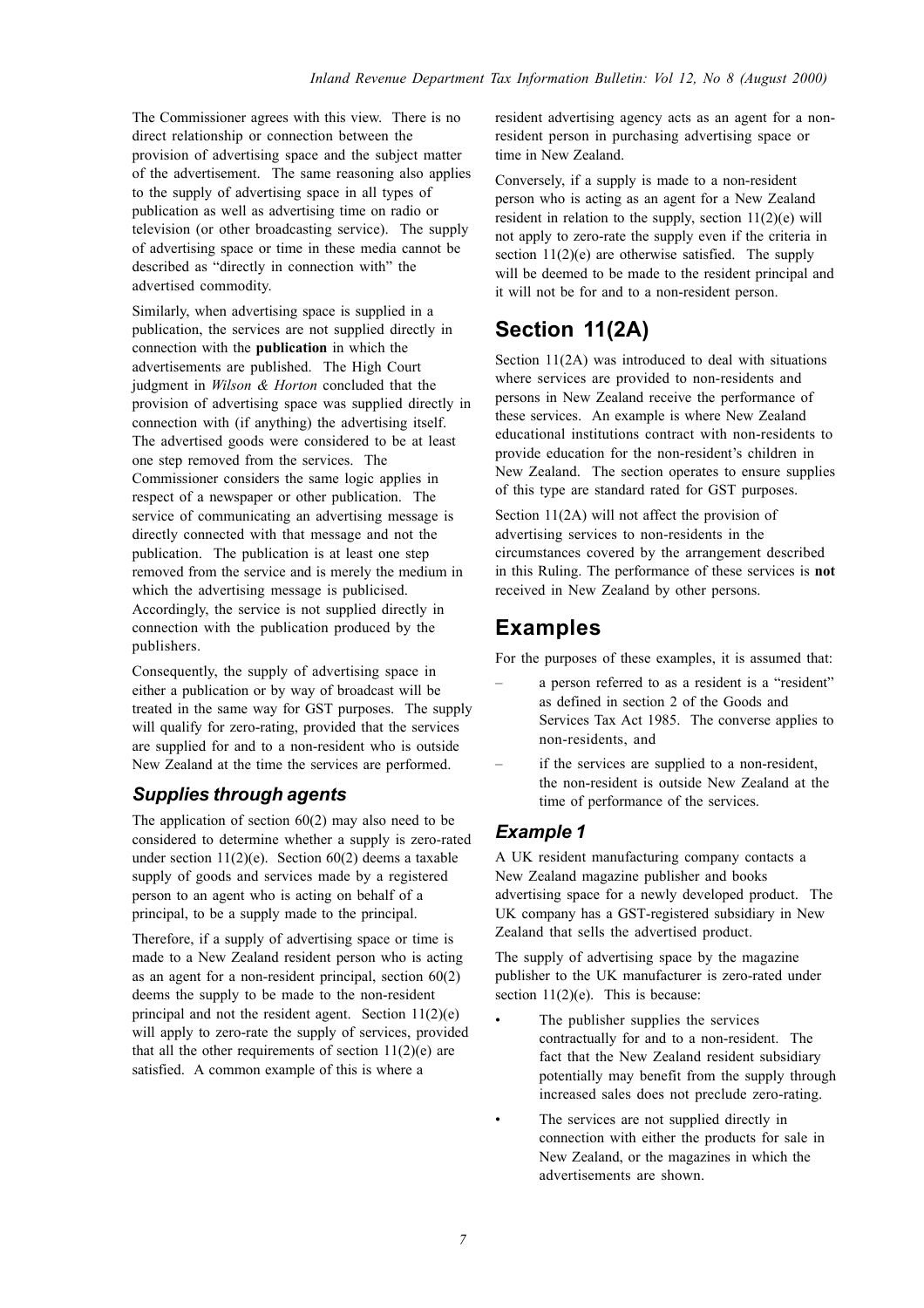The Commissioner agrees with this view. There is no direct relationship or connection between the provision of advertising space and the subject matter of the advertisement. The same reasoning also applies to the supply of advertising space in all types of publication as well as advertising time on radio or television (or other broadcasting service). The supply of advertising space or time in these media cannot be described as "directly in connection with" the advertised commodity.

Similarly, when advertising space is supplied in a publication, the services are not supplied directly in connection with the **publication** in which the advertisements are published. The High Court judgment in *Wilson & Horton* concluded that the provision of advertising space was supplied directly in connection with (if anything) the advertising itself. The advertised goods were considered to be at least one step removed from the services. The Commissioner considers the same logic applies in respect of a newspaper or other publication. The service of communicating an advertising message is directly connected with that message and not the publication. The publication is at least one step removed from the service and is merely the medium in which the advertising message is publicised. Accordingly, the service is not supplied directly in connection with the publication produced by the publishers.

Consequently, the supply of advertising space in either a publication or by way of broadcast will be treated in the same way for GST purposes. The supply will qualify for zero-rating, provided that the services are supplied for and to a non-resident who is outside New Zealand at the time the services are performed.

### *Supplies through agents*

The application of section 60(2) may also need to be considered to determine whether a supply is zero-rated under section 11(2)(e). Section 60(2) deems a taxable supply of goods and services made by a registered person to an agent who is acting on behalf of a principal, to be a supply made to the principal.

Therefore, if a supply of advertising space or time is made to a New Zealand resident person who is acting as an agent for a non-resident principal, section 60(2) deems the supply to be made to the non-resident principal and not the resident agent. Section 11(2)(e) will apply to zero-rate the supply of services, provided that all the other requirements of section 11(2)(e) are satisfied. A common example of this is where a resident advertising agency acts as an agent for a non-resident person in purchasing advertising space or time in New Zealand.

Conversely, if a supply is made to a non-resident person who is acting as an agent for a New Zealand resident in relation to the supply, section 11(2)(e) will not apply to zero-rate the supply even if the criteria in section 11(2)(e) are otherwise satisfied. The supply will be deemed to be made to the resident principal and it will not be for and to a non-resident person.

## Section 11(2A)

Section 11(2A) was introduced to deal with situations where services are provided to non-residents and persons in New Zealand receive the performance of these services. An example is where New Zealand educational institutions contract with non-residents to provide education for the non-resident's children in New Zealand. The section operates to ensure supplies of this type are standard rated for GST purposes.

Section 11(2A) will not affect the provision of advertising services to non-residents in the circumstances covered by the arrangement described in this Ruling. The performance of these services is **not** received in New Zealand by other persons.

## Examples

For the purposes of these examples, it is assumed that:

- a person referred to as a resident is a "resident" as defined in section 2 of the Goods and Services Tax Act 1985. The converse applies to non-residents, and
- if the services are supplied to a non-resident, the non-resident is outside New Zealand at the time of performance of the services.

### *Example 1*

A UK resident manufacturing company contacts a New Zealand magazine publisher and books advertising space for a newly developed product. The UK company has a GST-registered subsidiary in New Zealand that sells the advertised product.

The supply of advertising space by the magazine publisher to the UK manufacturer is zero-rated under section 11(2)(e). This is because:

- The publisher supplies the services contractually for and to a non-resident. The fact that the New Zealand resident subsidiary potentially may benefit from the supply through increased sales does not preclude zero-rating.
- The services are not supplied directly in connection with either the products for sale in New Zealand, or the magazines in which the advertisements are shown.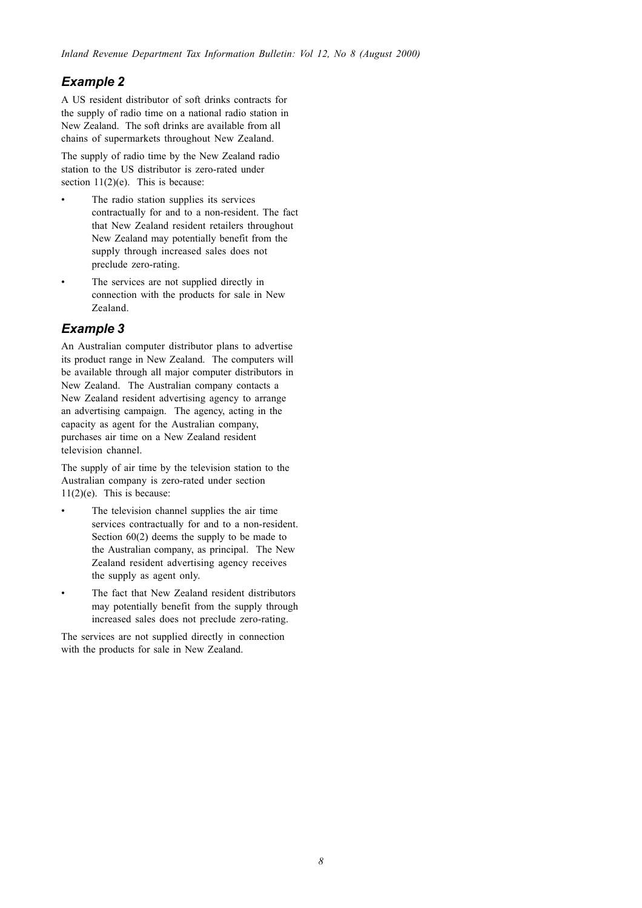### *Example 2*

A US resident distributor of soft drinks contracts for the supply of radio time on a national radio station in New Zealand. The soft drinks are available from all chains of supermarkets throughout New Zealand.

The supply of radio time by the New Zealand radio station to the US distributor is zero-rated under section 11(2)(e). This is because:

- The radio station supplies its services contractually for and to a non-resident. The fact that New Zealand resident retailers throughout New Zealand may potentially benefit from the supply through increased sales does not preclude zero-rating.
- The services are not supplied directly in connection with the products for sale in New Zealand.

### *Example 3*

An Australian computer distributor plans to advertise its product range in New Zealand. The computers will be available through all major computer distributors in New Zealand. The Australian company contacts a New Zealand resident advertising agency to arrange an advertising campaign. The agency, acting in the capacity as agent for the Australian company, purchases air time on a New Zealand resident television channel.

The supply of air time by the television station to the Australian company is zero-rated under section 11(2)(e). This is because:

- The television channel supplies the air time services contractually for and to a non-resident. Section 60(2) deems the supply to be made to the Australian company, as principal. The New Zealand resident advertising agency receives the supply as agent only.
- The fact that New Zealand resident distributors may potentially benefit from the supply through increased sales does not preclude zero-rating.

The services are not supplied directly in connection with the products for sale in New Zealand.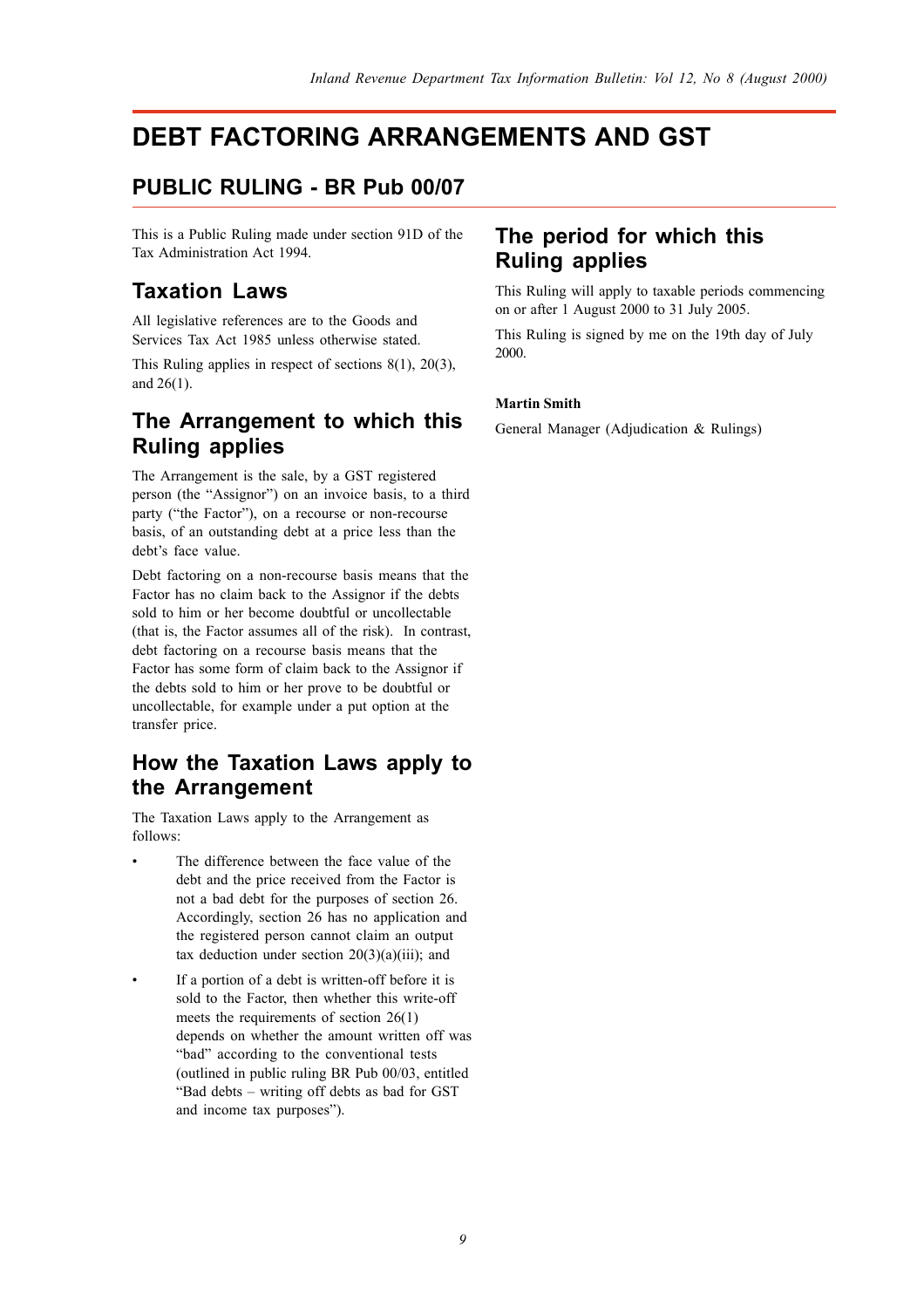# DEBT FACTORING ARRANGEMENTS AND GST

## PUBLIC RULING - BR Pub 00/07

This is a Public Ruling made under section 91D of the Tax Administration Act 1994.

## Taxation Laws

All legislative references are to the Goods and Services Tax Act 1985 unless otherwise stated.

This Ruling applies in respect of sections 8(1), 20(3), and 26(1).

## The Arrangement to which this Ruling applies

The Arrangement is the sale, by a GST registered person (the "Assignor") on an invoice basis, to a third party ("the Factor"), on a recourse or non-recourse basis, of an outstanding debt at a price less than the debt's face value.

Debt factoring on a non-recourse basis means that the Factor has no claim back to the Assignor if the debts sold to him or her become doubtful or uncollectable (that is, the Factor assumes all of the risk). In contrast, debt factoring on a recourse basis means that the Factor has some form of claim back to the Assignor if the debts sold to him or her prove to be doubtful or uncollectable, for example under a put option at the transfer price.

## How the Taxation Laws apply to the Arrangement

The Taxation Laws apply to the Arrangement as follows:

- The difference between the face value of the debt and the price received from the Factor is not a bad debt for the purposes of section 26. Accordingly, section 26 has no application and the registered person cannot claim an output tax deduction under section 20(3)(a)(iii); and
- If a portion of a debt is written-off before it is sold to the Factor, then whether this write-off meets the requirements of section 26(1) depends on whether the amount written off was "bad" according to the conventional tests (outlined in public ruling BR Pub 00/03, entitled "Bad debts – writing off debts as bad for GST and income tax purposes").

## The period for which this Ruling applies

This Ruling will apply to taxable periods commencing on or after 1 August 2000 to 31 July 2005.

This Ruling is signed by me on the 19th day of July 2000.

**Martin Smith**

General Manager (Adjudication & Rulings)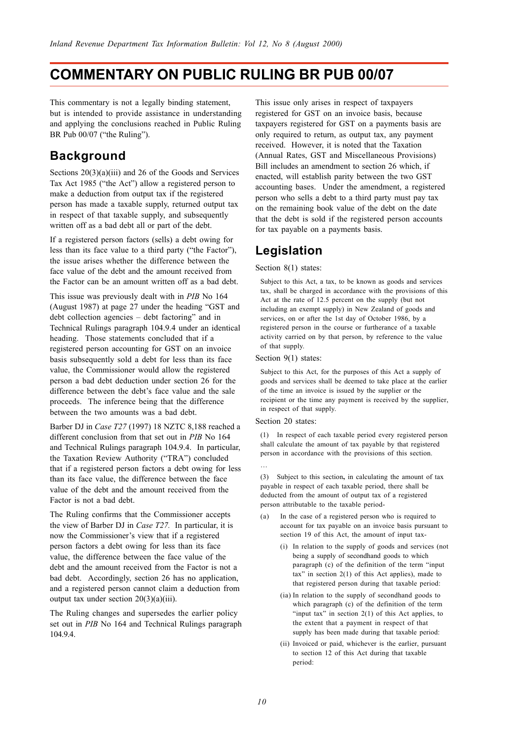# COMMENTARY ON PUBLIC RULING BR PUB 00/07

This commentary is not a legally binding statement, but is intended to provide assistance in understanding and applying the conclusions reached in Public Ruling BR Pub 00/07 ("the Ruling").

## Background

Sections 20(3)(a)(iii) and 26 of the Goods and Services Tax Act 1985 ("the Act") allow a registered person to make a deduction from output tax if the registered person has made a taxable supply, returned output tax in respect of that taxable supply, and subsequently written off as a bad debt all or part of the debt.

If a registered person factors (sells) a debt owing for less than its face value to a third party ("the Factor"), the issue arises whether the difference between the face value of the debt and the amount received from the Factor can be an amount written off as a bad debt.

This issue was previously dealt with in *PIB* No 164 (August 1987) at page 27 under the heading "GST and debt collection agencies – debt factoring" and in Technical Rulings paragraph 104.9.4 under an identical heading. Those statements concluded that if a registered person accounting for GST on an invoice basis subsequently sold a debt for less than its face value, the Commissioner would allow the registered person a bad debt deduction under section 26 for the difference between the debt's face value and the sale proceeds. The inference being that the difference between the two amounts was a bad debt.

Barber DJ in *Case T27* (1997) 18 NZTC 8,188 reached a different conclusion from that set out in *PIB* No 164 and Technical Rulings paragraph 104.9.4. In particular, the Taxation Review Authority ("TRA") concluded that if a registered person factors a debt owing for less than its face value, the difference between the face value of the debt and the amount received from the Factor is not a bad debt.

The Ruling confirms that the Commissioner accepts the view of Barber DJ in *Case T27.* In particular, it is now the Commissioner's view that if a registered person factors a debt owing for less than its face value, the difference between the face value of the debt and the amount received from the Factor is not a bad debt. Accordingly, section 26 has no application, and a registered person cannot claim a deduction from output tax under section 20(3)(a)(iii).

The Ruling changes and supersedes the earlier policy set out in *PIB* No 164 and Technical Rulings paragraph 104.9.4.

This issue only arises in respect of taxpayers registered for GST on an invoice basis, because taxpayers registered for GST on a payments basis are only required to return, as output tax, any payment received. However, it is noted that the Taxation (Annual Rates, GST and Miscellaneous Provisions) Bill includes an amendment to section 26 which, if enacted, will establish parity between the two GST accounting bases. Under the amendment, a registered person who sells a debt to a third party must pay tax on the remaining book value of the debt on the date that the debt is sold if the registered person accounts for tax payable on a payments basis.

## Legislation

Section 8(1) states:

> Subject to this Act, a tax, to be known as goods and services tax, shall be charged in accordance with the provisions of this Act at the rate of 12.5 percent on the supply (but not including an exempt supply) in New Zealand of goods and services, on or after the 1st day of October 1986, by a registered person in the course or furtherance of a taxable activity carried on by that person, by reference to the value of that supply.

Section 9(1) states:

> Subject to this Act, for the purposes of this Act a supply of goods and services shall be deemed to take place at the earlier of the time an invoice is issued by the supplier or the recipient or the time any payment is received by the supplier, in respect of that supply.

Section 20 states:

> (1) In respect of each taxable period every registered person shall calculate the amount of tax payable by that registered person in accordance with the provisions of this section.
>
> …
>
> (3) Subject to this section**,** in calculating the amount of tax payable in respect of each taxable period, there shall be deducted from the amount of output tax of a registered person attributable to the taxable period-
>
> (a) In the case of a registered person who is required to account for tax payable on an invoice basis pursuant to section 19 of this Act, the amount of input tax-
>
> (i) In relation to the supply of goods and services (not being a supply of secondhand goods to which paragraph (c) of the definition of the term "input tax" in section 2(1) of this Act applies), made to that registered person during that taxable period:
>
> (ia) In relation to the supply of secondhand goods to which paragraph (c) of the definition of the term "input tax" in section 2(1) of this Act applies, to the extent that a payment in respect of that supply has been made during that taxable period:
>
> (ii) Invoiced or paid, whichever is the earlier, pursuant to section 12 of this Act during that taxable period: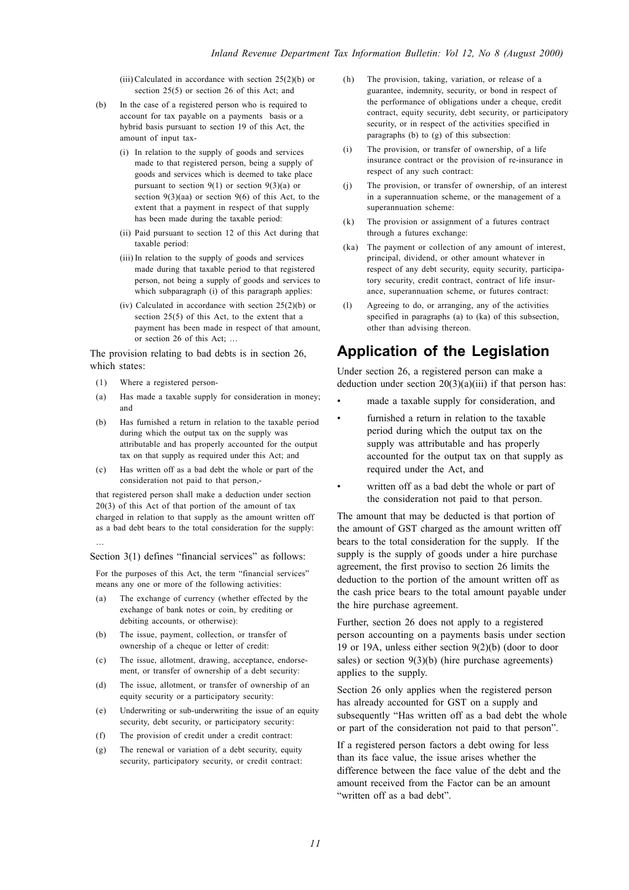(iii) Calculated in accordance with section 25(2)(b) or section 25(5) or section 26 of this Act; and

(b) In the case of a registered person who is required to account for tax payable on a payments basis or a hybrid basis pursuant to section 19 of this Act, the amount of input tax-

(i) In relation to the supply of goods and services made to that registered person, being a supply of goods and services which is deemed to take place pursuant to section 9(1) or section 9(3)(a) or section 9(3)(aa) or section 9(6) of this Act, to the extent that a payment in respect of that supply has been made during the taxable period:

(ii) Paid pursuant to section 12 of this Act during that taxable period:

(iii) In relation to the supply of goods and services made during that taxable period to that registered person, not being a supply of goods and services to which subparagraph (i) of this paragraph applies:

(iv) Calculated in accordance with section 25(2)(b) or section 25(5) of this Act, to the extent that a payment has been made in respect of that amount, or section 26 of this Act; …

The provision relating to bad debts is in section 26, which states:

(1) Where a registered person-

(a) Has made a taxable supply for consideration in money; and

(b) Has furnished a return in relation to the taxable period during which the output tax on the supply was attributable and has properly accounted for the output tax on that supply as required under this Act; and

(c) Has written off as a bad debt the whole or part of the consideration not paid to that person,-

that registered person shall make a deduction under section 20(3) of this Act of that portion of the amount of tax charged in relation to that supply as the amount written off as a bad debt bears to the total consideration for the supply:

…

Section 3(1) defines "financial services" as follows:

For the purposes of this Act, the term "financial services" means any one or more of the following activities:

(a) The exchange of currency (whether effected by the exchange of bank notes or coin, by crediting or debiting accounts, or otherwise):

(b) The issue, payment, collection, or transfer of ownership of a cheque or letter of credit:

(c) The issue, allotment, drawing, acceptance, endorsement, or transfer of ownership of a debt security:

(d) The issue, allotment, or transfer of ownership of an equity security or a participatory security:

(e) Underwriting or sub-underwriting the issue of an equity security, debt security, or participatory security:

(f) The provision of credit under a credit contract:

(g) The renewal or variation of a debt security, equity security, participatory security, or credit contract:

(h) The provision, taking, variation, or release of a guarantee, indemnity, security, or bond in respect of the performance of obligations under a cheque, credit contract, equity security, debt security, or participatory security, or in respect of the activities specified in paragraphs (b) to (g) of this subsection:

(i) The provision, or transfer of ownership, of a life insurance contract or the provision of re-insurance in respect of any such contract:

(j) The provision, or transfer of ownership, of an interest in a superannuation scheme, or the management of a superannuation scheme:

(k) The provision or assignment of a futures contract through a futures exchange:

(ka) The payment or collection of any amount of interest, principal, dividend, or other amount whatever in respect of any debt security, equity security, participatory security, credit contract, contract of life insurance, superannuation scheme, or futures contract:

(l) Agreeing to do, or arranging, any of the activities specified in paragraphs (a) to (ka) of this subsection, other than advising thereon.

## Application of the Legislation

Under section 26, a registered person can make a deduction under section 20(3)(a)(iii) if that person has:

- made a taxable supply for consideration, and
- furnished a return in relation to the taxable period during which the output tax on the supply was attributable and has properly accounted for the output tax on that supply as required under the Act, and
- written off as a bad debt the whole or part of the consideration not paid to that person.

The amount that may be deducted is that portion of the amount of GST charged as the amount written off bears to the total consideration for the supply. If the supply is the supply of goods under a hire purchase agreement, the first proviso to section 26 limits the deduction to the portion of the amount written off as the cash price bears to the total amount payable under the hire purchase agreement.

Further, section 26 does not apply to a registered person accounting on a payments basis under section 19 or 19A, unless either section 9(2)(b) (door to door sales) or section 9(3)(b) (hire purchase agreements) applies to the supply.

Section 26 only applies when the registered person has already accounted for GST on a supply and subsequently "Has written off as a bad debt the whole or part of the consideration not paid to that person".

If a registered person factors a debt owing for less than its face value, the issue arises whether the difference between the face value of the debt and the amount received from the Factor can be an amount "written off as a bad debt".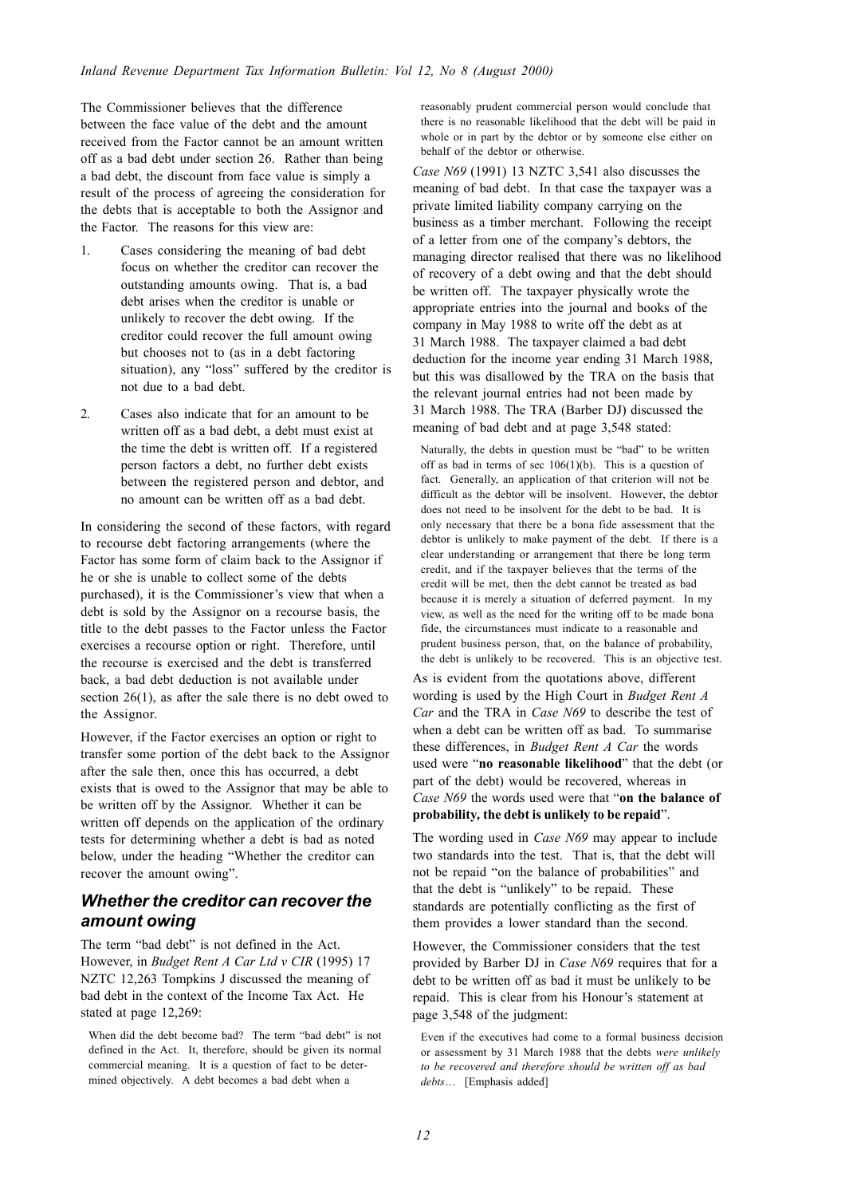The Commissioner believes that the difference between the face value of the debt and the amount received from the Factor cannot be an amount written off as a bad debt under section 26. Rather than being a bad debt, the discount from face value is simply a result of the process of agreeing the consideration for the debts that is acceptable to both the Assignor and the Factor. The reasons for this view are:

1. Cases considering the meaning of bad debt focus on whether the creditor can recover the outstanding amounts owing. That is, a bad debt arises when the creditor is unable or unlikely to recover the debt owing. If the creditor could recover the full amount owing but chooses not to (as in a debt factoring situation), any "loss" suffered by the creditor is not due to a bad debt.

2. Cases also indicate that for an amount to be written off as a bad debt, a debt must exist at the time the debt is written off. If a registered person factors a debt, no further debt exists between the registered person and debtor, and no amount can be written off as a bad debt.

In considering the second of these factors, with regard to recourse debt factoring arrangements (where the Factor has some form of claim back to the Assignor if he or she is unable to collect some of the debts purchased), it is the Commissioner's view that when a debt is sold by the Assignor on a recourse basis, the title to the debt passes to the Factor unless the Factor exercises a recourse option or right. Therefore, until the recourse is exercised and the debt is transferred back, a bad debt deduction is not available under section 26(1), as after the sale there is no debt owed to the Assignor.

However, if the Factor exercises an option or right to transfer some portion of the debt back to the Assignor after the sale then, once this has occurred, a debt exists that is owed to the Assignor that may be able to be written off by the Assignor. Whether it can be written off depends on the application of the ordinary tests for determining whether a debt is bad as noted below, under the heading "Whether the creditor can recover the amount owing".

## Whether the creditor can recover the amount owing

The term "bad debt" is not defined in the Act. However, in *Budget Rent A Car Ltd v CIR* (1995) 17 NZTC 12,263 Tompkins J discussed the meaning of bad debt in the context of the Income Tax Act. He stated at page 12,269:

> When did the debt become bad? The term "bad debt" is not defined in the Act. It, therefore, should be given its normal commercial meaning. It is a question of fact to be determined objectively. A debt becomes a bad debt when a reasonably prudent commercial person would conclude that there is no reasonable likelihood that the debt will be paid in whole or in part by the debtor or by someone else either on behalf of the debtor or otherwise.

*Case N69* (1991) 13 NZTC 3,541 also discusses the meaning of bad debt. In that case the taxpayer was a private limited liability company carrying on the business as a timber merchant. Following the receipt of a letter from one of the company's debtors, the managing director realised that there was no likelihood of recovery of a debt owing and that the debt should be written off. The taxpayer physically wrote the appropriate entries into the journal and books of the company in May 1988 to write off the debt as at 31 March 1988. The taxpayer claimed a bad debt deduction for the income year ending 31 March 1988, but this was disallowed by the TRA on the basis that the relevant journal entries had not been made by 31 March 1988. The TRA (Barber DJ) discussed the meaning of bad debt and at page 3,548 stated:

> Naturally, the debts in question must be "bad" to be written off as bad in terms of sec 106(1)(b). This is a question of fact. Generally, an application of that criterion will not be difficult as the debtor will be insolvent. However, the debtor does not need to be insolvent for the debt to be bad. It is only necessary that there be a bona fide assessment that the debtor is unlikely to make payment of the debt. If there is a clear understanding or arrangement that there be long term credit, and if the taxpayer believes that the terms of the credit will be met, then the debt cannot be treated as bad because it is merely a situation of deferred payment. In my view, as well as the need for the writing off to be made bona fide, the circumstances must indicate to a reasonable and prudent business person, that, on the balance of probability, the debt is unlikely to be recovered. This is an objective test.

As is evident from the quotations above, different wording is used by the High Court in *Budget Rent A Car* and the TRA in *Case N69* to describe the test of when a debt can be written off as bad. To summarise these differences, in *Budget Rent A Car* the words used were "**no reasonable likelihood**" that the debt (or part of the debt) would be recovered, whereas in *Case N69* the words used were that "**on the balance of probability, the debt is unlikely to be repaid**".

The wording used in *Case N69* may appear to include two standards into the test. That is, that the debt will not be repaid "on the balance of probabilities" and that the debt is "unlikely" to be repaid. These standards are potentially conflicting as the first of them provides a lower standard than the second.

However, the Commissioner considers that the test provided by Barber DJ in *Case N69* requires that for a debt to be written off as bad it must be unlikely to be repaid. This is clear from his Honour's statement at page 3,548 of the judgment:

> Even if the executives had come to a formal business decision or assessment by 31 March 1988 that the debts *were unlikely to be recovered and therefore should be written off as bad debts*… [Emphasis added]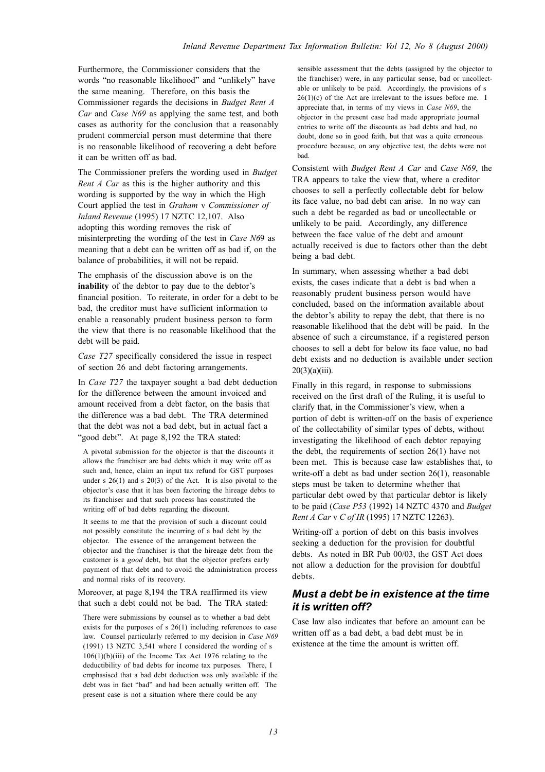Furthermore, the Commissioner considers that the words "no reasonable likelihood" and "unlikely" have the same meaning. Therefore, on this basis the Commissioner regards the decisions in *Budget Rent A Car* and *Case N69* as applying the same test, and both cases as authority for the conclusion that a reasonably prudent commercial person must determine that there is no reasonable likelihood of recovering a debt before it can be written off as bad.

The Commissioner prefers the wording used in *Budget Rent A Car* as this is the higher authority and this wording is supported by the way in which the High Court applied the test in *Graham* v *Commissioner of Inland Revenue* (1995) 17 NZTC 12,107. Also adopting this wording removes the risk of misinterpreting the wording of the test in *Case N69* as meaning that a debt can be written off as bad if, on the balance of probabilities, it will not be repaid.

The emphasis of the discussion above is on the **inability** of the debtor to pay due to the debtor's financial position. To reiterate, in order for a debt to be bad, the creditor must have sufficient information to enable a reasonably prudent business person to form the view that there is no reasonable likelihood that the debt will be paid.

*Case T27* specifically considered the issue in respect of section 26 and debt factoring arrangements.

In *Case T27* the taxpayer sought a bad debt deduction for the difference between the amount invoiced and amount received from a debt factor, on the basis that the difference was a bad debt. The TRA determined that the debt was not a bad debt, but in actual fact a "good debt". At page 8,192 the TRA stated:

> A pivotal submission for the objector is that the discounts it allows the franchiser are bad debts which it may write off as such and, hence, claim an input tax refund for GST purposes under s 26(1) and s 20(3) of the Act. It is also pivotal to the objector's case that it has been factoring the hireage debts to its franchiser and that such process has constituted the writing off of bad debts regarding the discount.
>
> It seems to me that the provision of such a discount could not possibly constitute the incurring of a bad debt by the objector. The essence of the arrangement between the objector and the franchiser is that the hireage debt from the customer is a *good* debt, but that the objector prefers early payment of that debt and to avoid the administration process and normal risks of its recovery.

Moreover, at page 8,194 the TRA reaffirmed its view that such a debt could not be bad. The TRA stated:

> There were submissions by counsel as to whether a bad debt exists for the purposes of s 26(1) including references to case law. Counsel particularly referred to my decision in *Case N69* (1991) 13 NZTC 3,541 where I considered the wording of s 106(1)(b)(iii) of the Income Tax Act 1976 relating to the deductibility of bad debts for income tax purposes. There, I emphasised that a bad debt deduction was only available if the debt was in fact "bad" and had been actually written off. The present case is not a situation where there could be any sensible assessment that the debts (assigned by the objector to the franchiser) were, in any particular sense, bad or uncollectable or unlikely to be paid. Accordingly, the provisions of s 26(1)(c) of the Act are irrelevant to the issues before me. I appreciate that, in terms of my views in *Case N69*, the objector in the present case had made appropriate journal entries to write off the discounts as bad debts and had, no doubt, done so in good faith, but that was a quite erroneous procedure because, on any objective test, the debts were not bad.

Consistent with *Budget Rent A Car* and *Case N69*, the TRA appears to take the view that, where a creditor chooses to sell a perfectly collectable debt for below its face value, no bad debt can arise. In no way can such a debt be regarded as bad or uncollectable or unlikely to be paid. Accordingly, any difference between the face value of the debt and amount actually received is due to factors other than the debt being a bad debt.

In summary, when assessing whether a bad debt exists, the cases indicate that a debt is bad when a reasonably prudent business person would have concluded, based on the information available about the debtor's ability to repay the debt, that there is no reasonable likelihood that the debt will be paid. In the absence of such a circumstance, if a registered person chooses to sell a debt for below its face value, no bad debt exists and no deduction is available under section 20(3)(a)(iii).

Finally in this regard, in response to submissions received on the first draft of the Ruling, it is useful to clarify that, in the Commissioner's view, when a portion of debt is written-off on the basis of experience of the collectability of similar types of debts, without investigating the likelihood of each debtor repaying the debt, the requirements of section 26(1) have not been met. This is because case law establishes that, to write-off a debt as bad under section 26(1), reasonable steps must be taken to determine whether that particular debt owed by that particular debtor is likely to be paid (*Case P53* (1992) 14 NZTC 4370 and *Budget Rent A Car* v *C of IR* (1995) 17 NZTC 12263).

Writing-off a portion of debt on this basis involves seeking a deduction for the provision for doubtful debts. As noted in BR Pub 00/03, the GST Act does not allow a deduction for the provision for doubtful debts.

### *Must a debt be in existence at the time it is written off?*

Case law also indicates that before an amount can be written off as a bad debt, a bad debt must be in existence at the time the amount is written off.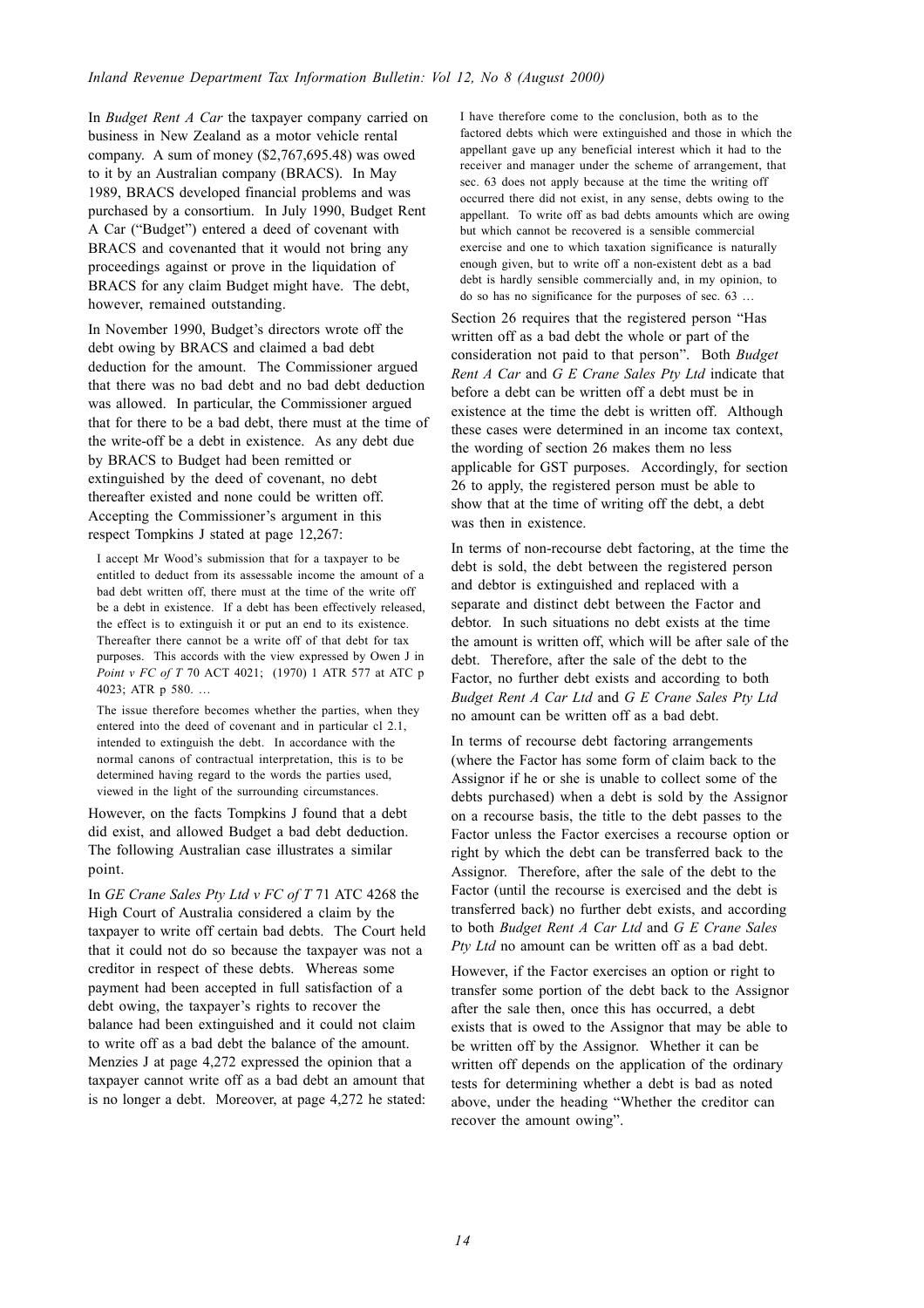In *Budget Rent A Car* the taxpayer company carried on business in New Zealand as a motor vehicle rental company. A sum of money ($2,767,695.48) was owed to it by an Australian company (BRACS). In May 1989, BRACS developed financial problems and was purchased by a consortium. In July 1990, Budget Rent A Car ("Budget") entered a deed of covenant with BRACS and covenanted that it would not bring any proceedings against or prove in the liquidation of BRACS for any claim Budget might have. The debt, however, remained outstanding.

In November 1990, Budget's directors wrote off the debt owing by BRACS and claimed a bad debt deduction for the amount. The Commissioner argued that there was no bad debt and no bad debt deduction was allowed. In particular, the Commissioner argued that for there to be a bad debt, there must at the time of the write-off be a debt in existence. As any debt due by BRACS to Budget had been remitted or extinguished by the deed of covenant, no debt thereafter existed and none could be written off. Accepting the Commissioner's argument in this respect Tompkins J stated at page 12,267:

> I accept Mr Wood's submission that for a taxpayer to be entitled to deduct from its assessable income the amount of a bad debt written off, there must at the time of the write off be a debt in existence. If a debt has been effectively released, the effect is to extinguish it or put an end to its existence. Thereafter there cannot be a write off of that debt for tax purposes. This accords with the view expressed by Owen J in *Point v FC of T* 70 ACT 4021; (1970) 1 ATR 577 at ATC p 4023; ATR p 580. …
>
> The issue therefore becomes whether the parties, when they entered into the deed of covenant and in particular cl 2.1, intended to extinguish the debt. In accordance with the normal canons of contractual interpretation, this is to be determined having regard to the words the parties used, viewed in the light of the surrounding circumstances.

However, on the facts Tompkins J found that a debt did exist, and allowed Budget a bad debt deduction. The following Australian case illustrates a similar point.

In *GE Crane Sales Pty Ltd v FC of T* 71 ATC 4268 the High Court of Australia considered a claim by the taxpayer to write off certain bad debts. The Court held that it could not do so because the taxpayer was not a creditor in respect of these debts. Whereas some payment had been accepted in full satisfaction of a debt owing, the taxpayer's rights to recover the balance had been extinguished and it could not claim to write off as a bad debt the balance of the amount. Menzies J at page 4,272 expressed the opinion that a taxpayer cannot write off as a bad debt an amount that is no longer a debt. Moreover, at page 4,272 he stated:

> I have therefore come to the conclusion, both as to the factored debts which were extinguished and those in which the appellant gave up any beneficial interest which it had to the receiver and manager under the scheme of arrangement, that sec. 63 does not apply because at the time the writing off occurred there did not exist, in any sense, debts owing to the appellant. To write off as bad debts amounts which are owing but which cannot be recovered is a sensible commercial exercise and one to which taxation significance is naturally enough given, but to write off a non-existent debt as a bad debt is hardly sensible commercially and, in my opinion, to do so has no significance for the purposes of sec. 63 …

Section 26 requires that the registered person "Has written off as a bad debt the whole or part of the consideration not paid to that person". Both *Budget Rent A Car* and *G E Crane Sales Pty Ltd* indicate that before a debt can be written off a debt must be in existence at the time the debt is written off. Although these cases were determined in an income tax context, the wording of section 26 makes them no less applicable for GST purposes. Accordingly, for section 26 to apply, the registered person must be able to show that at the time of writing off the debt, a debt was then in existence.

In terms of non-recourse debt factoring, at the time the debt is sold, the debt between the registered person and debtor is extinguished and replaced with a separate and distinct debt between the Factor and debtor. In such situations no debt exists at the time the amount is written off, which will be after sale of the debt. Therefore, after the sale of the debt to the Factor, no further debt exists and according to both *Budget Rent A Car Ltd* and *G E Crane Sales Pty Ltd* no amount can be written off as a bad debt.

In terms of recourse debt factoring arrangements (where the Factor has some form of claim back to the Assignor if he or she is unable to collect some of the debts purchased) when a debt is sold by the Assignor on a recourse basis, the title to the debt passes to the Factor unless the Factor exercises a recourse option or right by which the debt can be transferred back to the Assignor. Therefore, after the sale of the debt to the Factor (until the recourse is exercised and the debt is transferred back) no further debt exists, and according to both *Budget Rent A Car Ltd* and *G E Crane Sales Pty Ltd* no amount can be written off as a bad debt.

However, if the Factor exercises an option or right to transfer some portion of the debt back to the Assignor after the sale then, once this has occurred, a debt exists that is owed to the Assignor that may be able to be written off by the Assignor. Whether it can be written off depends on the application of the ordinary tests for determining whether a debt is bad as noted above, under the heading "Whether the creditor can recover the amount owing".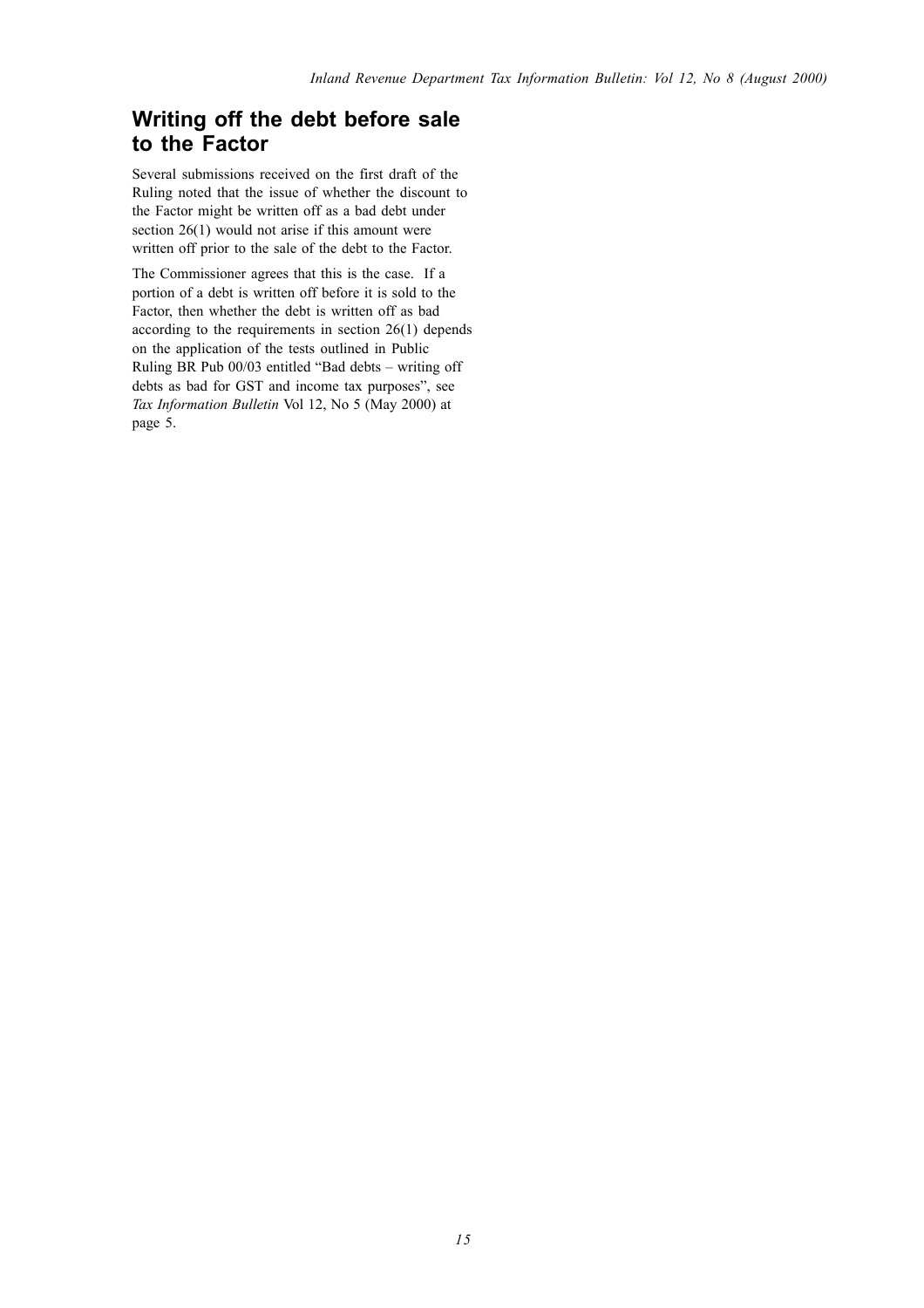## Writing off the debt before sale to the Factor

Several submissions received on the first draft of the Ruling noted that the issue of whether the discount to the Factor might be written off as a bad debt under section 26(1) would not arise if this amount were written off prior to the sale of the debt to the Factor.

The Commissioner agrees that this is the case. If a portion of a debt is written off before it is sold to the Factor, then whether the debt is written off as bad according to the requirements in section 26(1) depends on the application of the tests outlined in Public Ruling BR Pub 00/03 entitled "Bad debts – writing off debts as bad for GST and income tax purposes", see *Tax Information Bulletin* Vol 12, No 5 (May 2000) at page 5.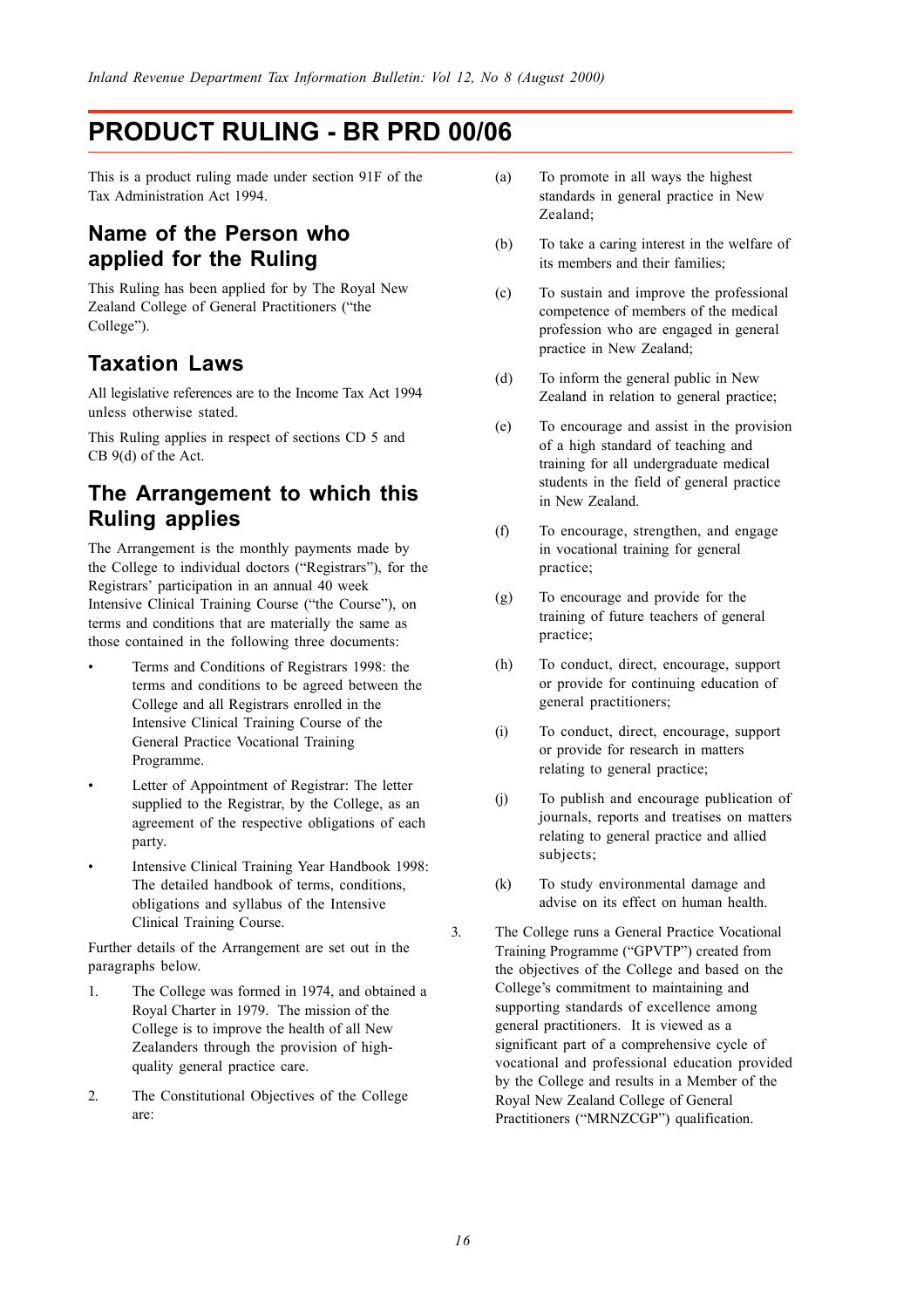# PRODUCT RULING - BR PRD 00/06

This is a product ruling made under section 91F of the Tax Administration Act 1994.

## Name of the Person who applied for the Ruling

This Ruling has been applied for by The Royal New Zealand College of General Practitioners ("the College").

## Taxation Laws

All legislative references are to the Income Tax Act 1994 unless otherwise stated.

This Ruling applies in respect of sections CD 5 and CB 9(d) of the Act.

## The Arrangement to which this Ruling applies

The Arrangement is the monthly payments made by the College to individual doctors ("Registrars"), for the Registrars' participation in an annual 40 week Intensive Clinical Training Course ("the Course"), on terms and conditions that are materially the same as those contained in the following three documents:

- Terms and Conditions of Registrars 1998: the terms and conditions to be agreed between the College and all Registrars enrolled in the Intensive Clinical Training Course of the General Practice Vocational Training Programme.
- Letter of Appointment of Registrar: The letter supplied to the Registrar, by the College, as an agreement of the respective obligations of each party.
- Intensive Clinical Training Year Handbook 1998: The detailed handbook of terms, conditions, obligations and syllabus of the Intensive Clinical Training Course.

Further details of the Arrangement are set out in the paragraphs below.

1. The College was formed in 1974, and obtained a Royal Charter in 1979. The mission of the College is to improve the health of all New Zealanders through the provision of high-quality general practice care.

2. The Constitutional Objectives of the College are:

   (a) To promote in all ways the highest standards in general practice in New Zealand;

   (b) To take a caring interest in the welfare of its members and their families;

   (c) To sustain and improve the professional competence of members of the medical profession who are engaged in general practice in New Zealand;

   (d) To inform the general public in New Zealand in relation to general practice;

   (e) To encourage and assist in the provision of a high standard of teaching and training for all undergraduate medical students in the field of general practice in New Zealand.

   (f) To encourage, strengthen, and engage in vocational training for general practice;

   (g) To encourage and provide for the training of future teachers of general practice;

   (h) To conduct, direct, encourage, support or provide for continuing education of general practitioners;

   (i) To conduct, direct, encourage, support or provide for research in matters relating to general practice;

   (j) To publish and encourage publication of journals, reports and treatises on matters relating to general practice and allied subjects;

   (k) To study environmental damage and advise on its effect on human health.

3. The College runs a General Practice Vocational Training Programme ("GPVTP") created from the objectives of the College and based on the College's commitment to maintaining and supporting standards of excellence among general practitioners. It is viewed as a significant part of a comprehensive cycle of vocational and professional education provided by the College and results in a Member of the Royal New Zealand College of General Practitioners ("MRNZCGP") qualification.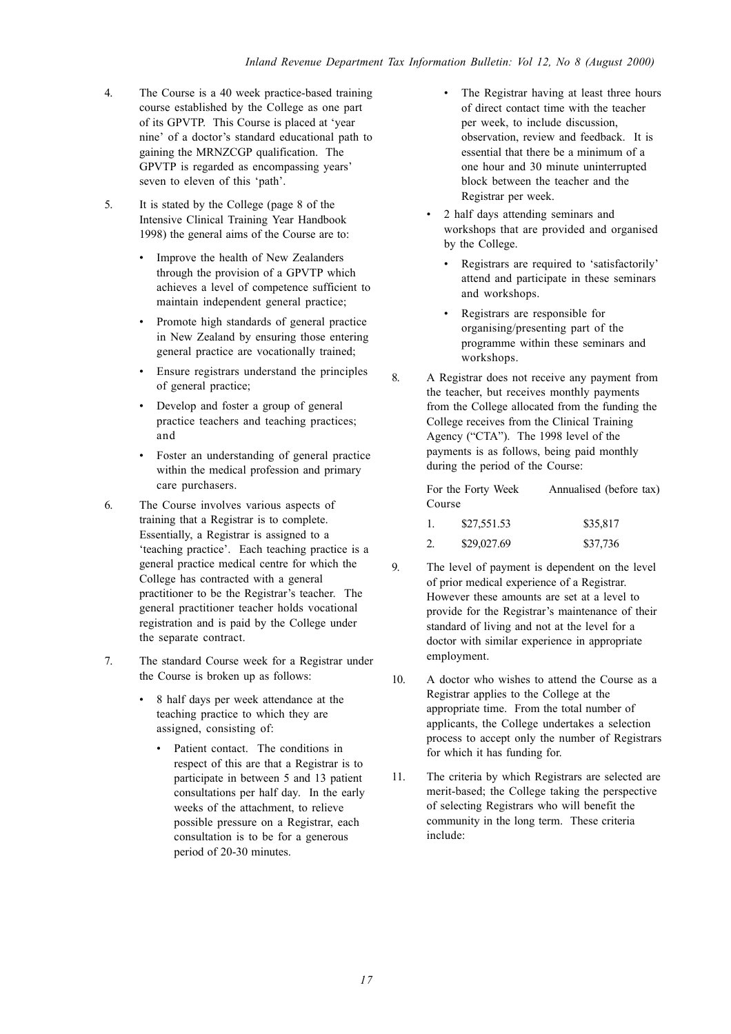4. The Course is a 40 week practice-based training course established by the College as one part of its GPVTP. This Course is placed at 'year nine' of a doctor's standard educational path to gaining the MRNZCGP qualification. The GPVTP is regarded as encompassing years' seven to eleven of this 'path'.

5. It is stated by the College (page 8 of the Intensive Clinical Training Year Handbook 1998) the general aims of the Course are to:

   - Improve the health of New Zealanders through the provision of a GPVTP which achieves a level of competence sufficient to maintain independent general practice;
   - Promote high standards of general practice in New Zealand by ensuring those entering general practice are vocationally trained;
   - Ensure registrars understand the principles of general practice;
   - Develop and foster a group of general practice teachers and teaching practices; and
   - Foster an understanding of general practice within the medical profession and primary care purchasers.

6. The Course involves various aspects of training that a Registrar is to complete. Essentially, a Registrar is assigned to a 'teaching practice'. Each teaching practice is a general practice medical centre for which the College has contracted with a general practitioner to be the Registrar's teacher. The general practitioner teacher holds vocational registration and is paid by the College under the separate contract.

7. The standard Course week for a Registrar under the Course is broken up as follows:

   - 8 half days per week attendance at the teaching practice to which they are assigned, consisting of:
     - Patient contact. The conditions in respect of this are that a Registrar is to participate in between 5 and 13 patient consultations per half day. In the early weeks of the attachment, to relieve possible pressure on a Registrar, each consultation is to be for a generous period of 20-30 minutes.
     - The Registrar having at least three hours of direct contact time with the teacher per week, to include discussion, observation, review and feedback. It is essential that there be a minimum of a one hour and 30 minute uninterrupted block between the teacher and the Registrar per week.
   - 2 half days attending seminars and workshops that are provided and organised by the College.
     - Registrars are required to 'satisfactorily' attend and participate in these seminars and workshops.
     - Registrars are responsible for organising/presenting part of the programme within these seminars and workshops.

8. A Registrar does not receive any payment from the teacher, but receives monthly payments from the College allocated from the funding the College receives from the Clinical Training Agency ("CTA"). The 1998 level of the payments is as follows, being paid monthly during the period of the Course:

| | For the Forty Week Course | Annualised (before tax) |
|---|---|---|
| 1. | $27,551.53 | $35,817 |
| 2. | $29,027.69 | $37,736 |

9. The level of payment is dependent on the level of prior medical experience of a Registrar. However these amounts are set at a level to provide for the Registrar's maintenance of their standard of living and not at the level for a doctor with similar experience in appropriate employment.

10. A doctor who wishes to attend the Course as a Registrar applies to the College at the appropriate time. From the total number of applicants, the College undertakes a selection process to accept only the number of Registrars for which it has funding for.

11. The criteria by which Registrars are selected are merit-based; the College taking the perspective of selecting Registrars who will benefit the community in the long term. These criteria include: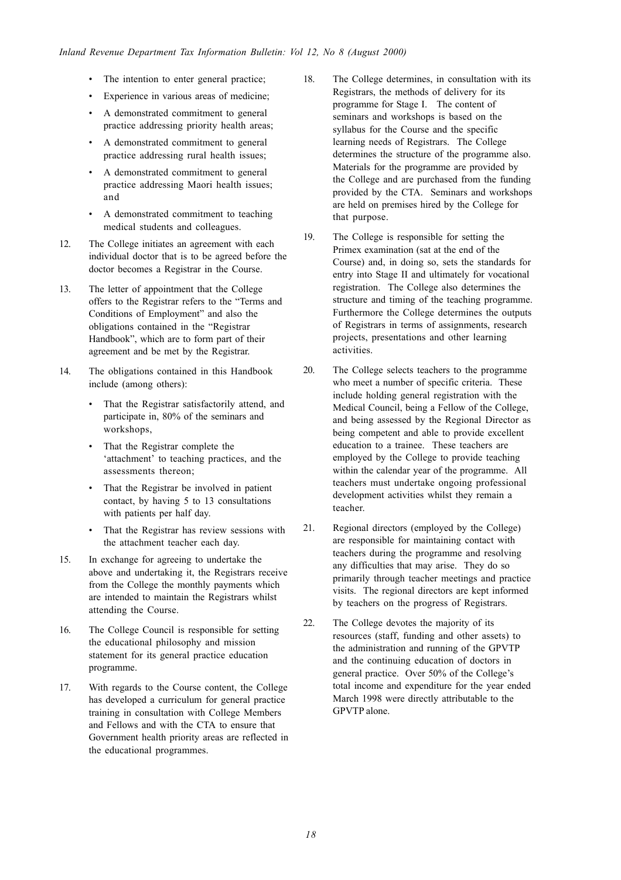- The intention to enter general practice;
- Experience in various areas of medicine;
- A demonstrated commitment to general practice addressing priority health areas;
- A demonstrated commitment to general practice addressing rural health issues;
- A demonstrated commitment to general practice addressing Maori health issues; and
- A demonstrated commitment to teaching medical students and colleagues.

12. The College initiates an agreement with each individual doctor that is to be agreed before the doctor becomes a Registrar in the Course.

13. The letter of appointment that the College offers to the Registrar refers to the "Terms and Conditions of Employment" and also the obligations contained in the "Registrar Handbook", which are to form part of their agreement and be met by the Registrar.

14. The obligations contained in this Handbook include (among others):

    - That the Registrar satisfactorily attend, and participate in, 80% of the seminars and workshops,
    - That the Registrar complete the 'attachment' to teaching practices, and the assessments thereon;
    - That the Registrar be involved in patient contact, by having 5 to 13 consultations with patients per half day.
    - That the Registrar has review sessions with the attachment teacher each day.

15. In exchange for agreeing to undertake the above and undertaking it, the Registrars receive from the College the monthly payments which are intended to maintain the Registrars whilst attending the Course.

16. The College Council is responsible for setting the educational philosophy and mission statement for its general practice education programme.

17. With regards to the Course content, the College has developed a curriculum for general practice training in consultation with College Members and Fellows and with the CTA to ensure that Government health priority areas are reflected in the educational programmes.

18. The College determines, in consultation with its Registrars, the methods of delivery for its programme for Stage I. The content of seminars and workshops is based on the syllabus for the Course and the specific learning needs of Registrars. The College determines the structure of the programme also. Materials for the programme are provided by the College and are purchased from the funding provided by the CTA. Seminars and workshops are held on premises hired by the College for that purpose.

19. The College is responsible for setting the Primex examination (sat at the end of the Course) and, in doing so, sets the standards for entry into Stage II and ultimately for vocational registration. The College also determines the structure and timing of the teaching programme. Furthermore the College determines the outputs of Registrars in terms of assignments, research projects, presentations and other learning activities.

20. The College selects teachers to the programme who meet a number of specific criteria. These include holding general registration with the Medical Council, being a Fellow of the College, and being assessed by the Regional Director as being competent and able to provide excellent education to a trainee. These teachers are employed by the College to provide teaching within the calendar year of the programme. All teachers must undertake ongoing professional development activities whilst they remain a teacher.

21. Regional directors (employed by the College) are responsible for maintaining contact with teachers during the programme and resolving any difficulties that may arise. They do so primarily through teacher meetings and practice visits. The regional directors are kept informed by teachers on the progress of Registrars.

22. The College devotes the majority of its resources (staff, funding and other assets) to the administration and running of the GPVTP and the continuing education of doctors in general practice. Over 50% of the College's total income and expenditure for the year ended March 1998 were directly attributable to the GPVTP alone.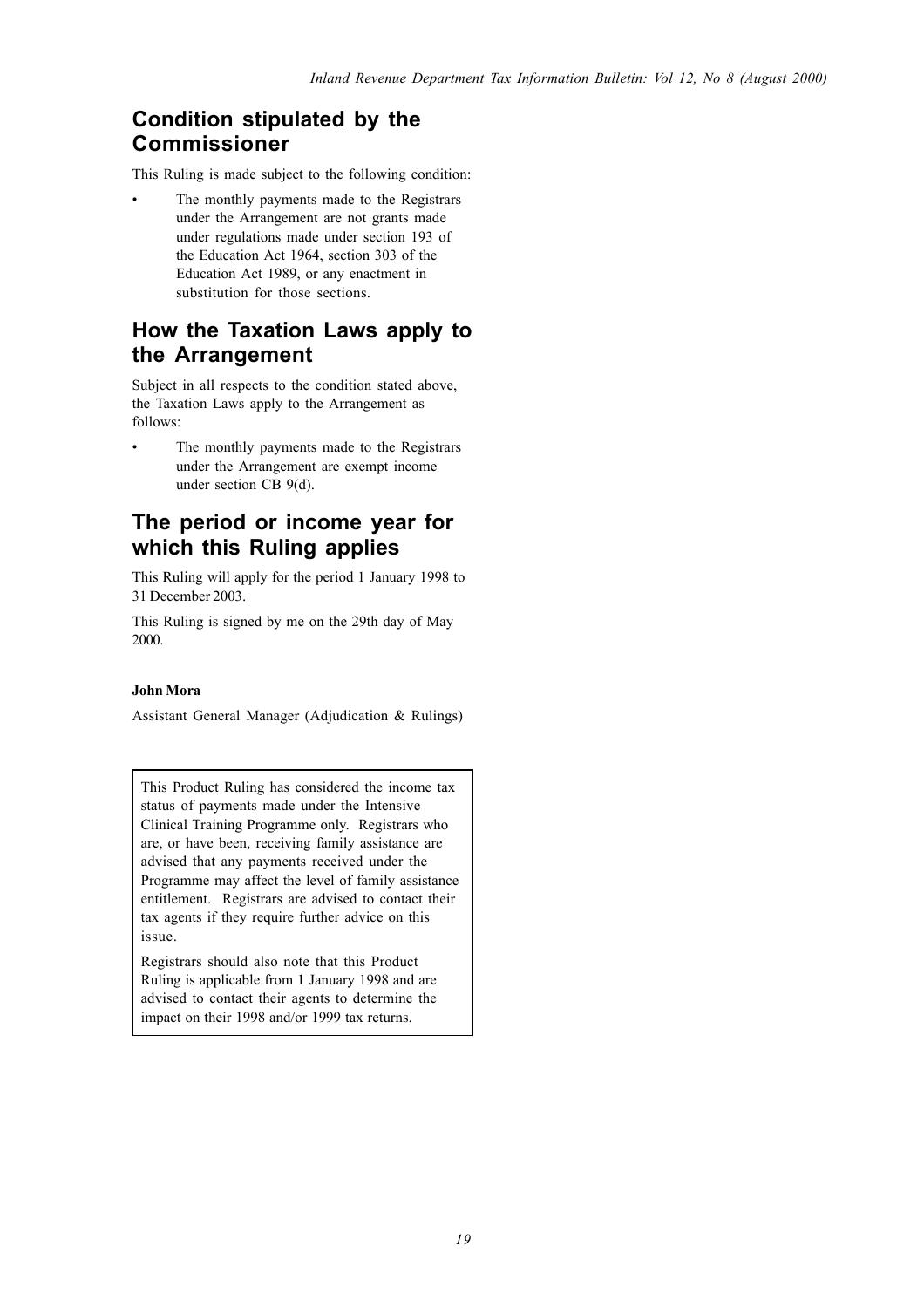## Condition stipulated by the Commissioner

This Ruling is made subject to the following condition:

- The monthly payments made to the Registrars under the Arrangement are not grants made under regulations made under section 193 of the Education Act 1964, section 303 of the Education Act 1989, or any enactment in substitution for those sections.

## How the Taxation Laws apply to the Arrangement

Subject in all respects to the condition stated above, the Taxation Laws apply to the Arrangement as follows:

- The monthly payments made to the Registrars under the Arrangement are exempt income under section CB 9(d).

## The period or income year for which this Ruling applies

This Ruling will apply for the period 1 January 1998 to 31 December 2003.

This Ruling is signed by me on the 29th day of May 2000.

**John Mora**

Assistant General Manager (Adjudication & Rulings)

This Product Ruling has considered the income tax status of payments made under the Intensive Clinical Training Programme only. Registrars who are, or have been, receiving family assistance are advised that any payments received under the Programme may affect the level of family assistance entitlement. Registrars are advised to contact their tax agents if they require further advice on this issue.

Registrars should also note that this Product Ruling is applicable from 1 January 1998 and are advised to contact their agents to determine the impact on their 1998 and/or 1999 tax returns.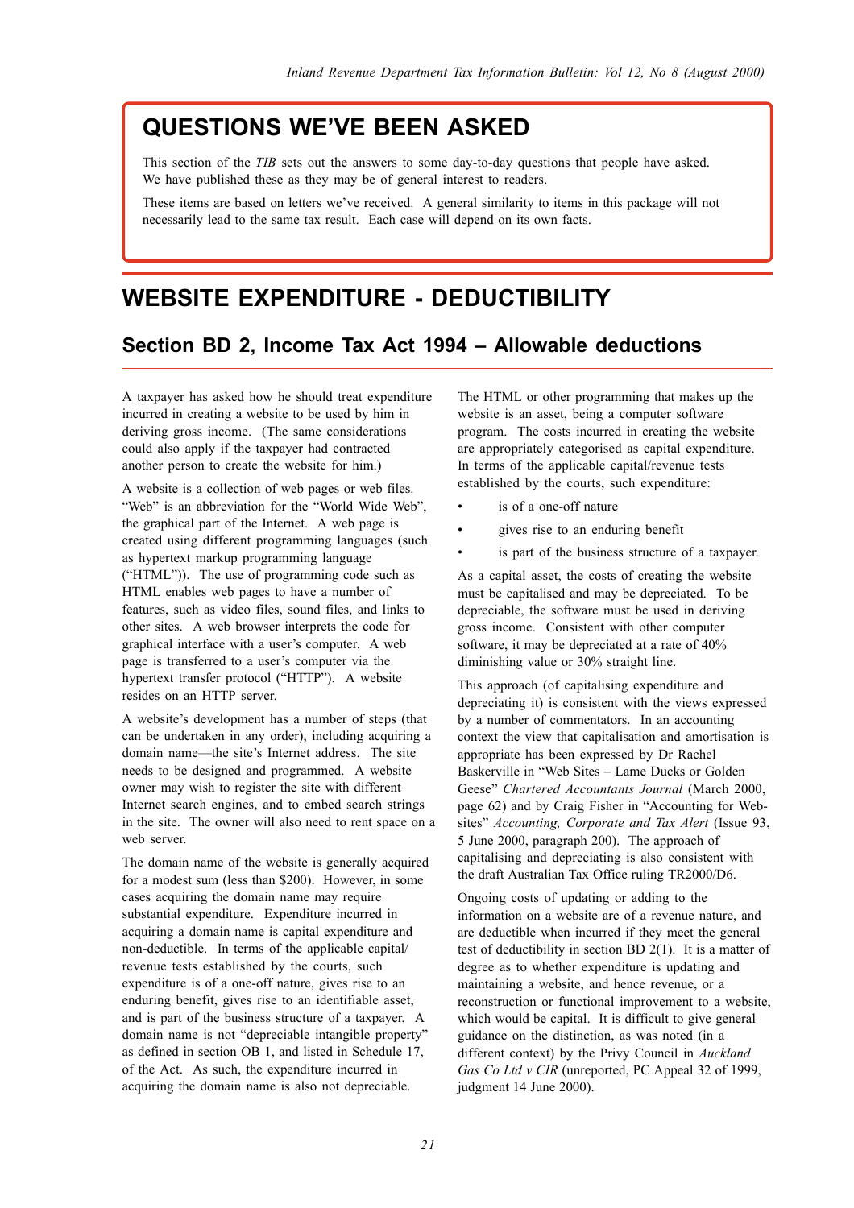# QUESTIONS WE'VE BEEN ASKED

This section of the *TIB* sets out the answers to some day-to-day questions that people have asked. We have published these as they may be of general interest to readers.

These items are based on letters we've received. A general similarity to items in this package will not necessarily lead to the same tax result. Each case will depend on its own facts.

# WEBSITE EXPENDITURE - DEDUCTIBILITY

## Section BD 2, Income Tax Act 1994 – Allowable deductions

A taxpayer has asked how he should treat expenditure incurred in creating a website to be used by him in deriving gross income. (The same considerations could also apply if the taxpayer had contracted another person to create the website for him.)

A website is a collection of web pages or web files. "Web" is an abbreviation for the "World Wide Web", the graphical part of the Internet. A web page is created using different programming languages (such as hypertext markup programming language ("HTML")). The use of programming code such as HTML enables web pages to have a number of features, such as video files, sound files, and links to other sites. A web browser interprets the code for graphical interface with a user's computer. A web page is transferred to a user's computer via the hypertext transfer protocol ("HTTP"). A website resides on an HTTP server.

A website's development has a number of steps (that can be undertaken in any order), including acquiring a domain name—the site's Internet address. The site needs to be designed and programmed. A website owner may wish to register the site with different Internet search engines, and to embed search strings in the site. The owner will also need to rent space on a web server.

The domain name of the website is generally acquired for a modest sum (less than $200). However, in some cases acquiring the domain name may require substantial expenditure. Expenditure incurred in acquiring a domain name is capital expenditure and non-deductible. In terms of the applicable capital/revenue tests established by the courts, such expenditure is of a one-off nature, gives rise to an enduring benefit, gives rise to an identifiable asset, and is part of the business structure of a taxpayer. A domain name is not "depreciable intangible property" as defined in section OB 1, and listed in Schedule 17, of the Act. As such, the expenditure incurred in acquiring the domain name is also not depreciable.

The HTML or other programming that makes up the website is an asset, being a computer software program. The costs incurred in creating the website are appropriately categorised as capital expenditure. In terms of the applicable capital/revenue tests established by the courts, such expenditure:

- is of a one-off nature
- gives rise to an enduring benefit
- is part of the business structure of a taxpayer.

As a capital asset, the costs of creating the website must be capitalised and may be depreciated. To be depreciable, the software must be used in deriving gross income. Consistent with other computer software, it may be depreciated at a rate of 40% diminishing value or 30% straight line.

This approach (of capitalising expenditure and depreciating it) is consistent with the views expressed by a number of commentators. In an accounting context the view that capitalisation and amortisation is appropriate has been expressed by Dr Rachel Baskerville in "Web Sites – Lame Ducks or Golden Geese" *Chartered Accountants Journal* (March 2000, page 62) and by Craig Fisher in "Accounting for Web-sites" *Accounting, Corporate and Tax Alert* (Issue 93, 5 June 2000, paragraph 200). The approach of capitalising and depreciating is also consistent with the draft Australian Tax Office ruling TR2000/D6.

Ongoing costs of updating or adding to the information on a website are of a revenue nature, and are deductible when incurred if they meet the general test of deductibility in section BD 2(1). It is a matter of degree as to whether expenditure is updating and maintaining a website, and hence revenue, or a reconstruction or functional improvement to a website, which would be capital. It is difficult to give general guidance on the distinction, as was noted (in a different context) by the Privy Council in *Auckland Gas Co Ltd v CIR* (unreported, PC Appeal 32 of 1999, judgment 14 June 2000).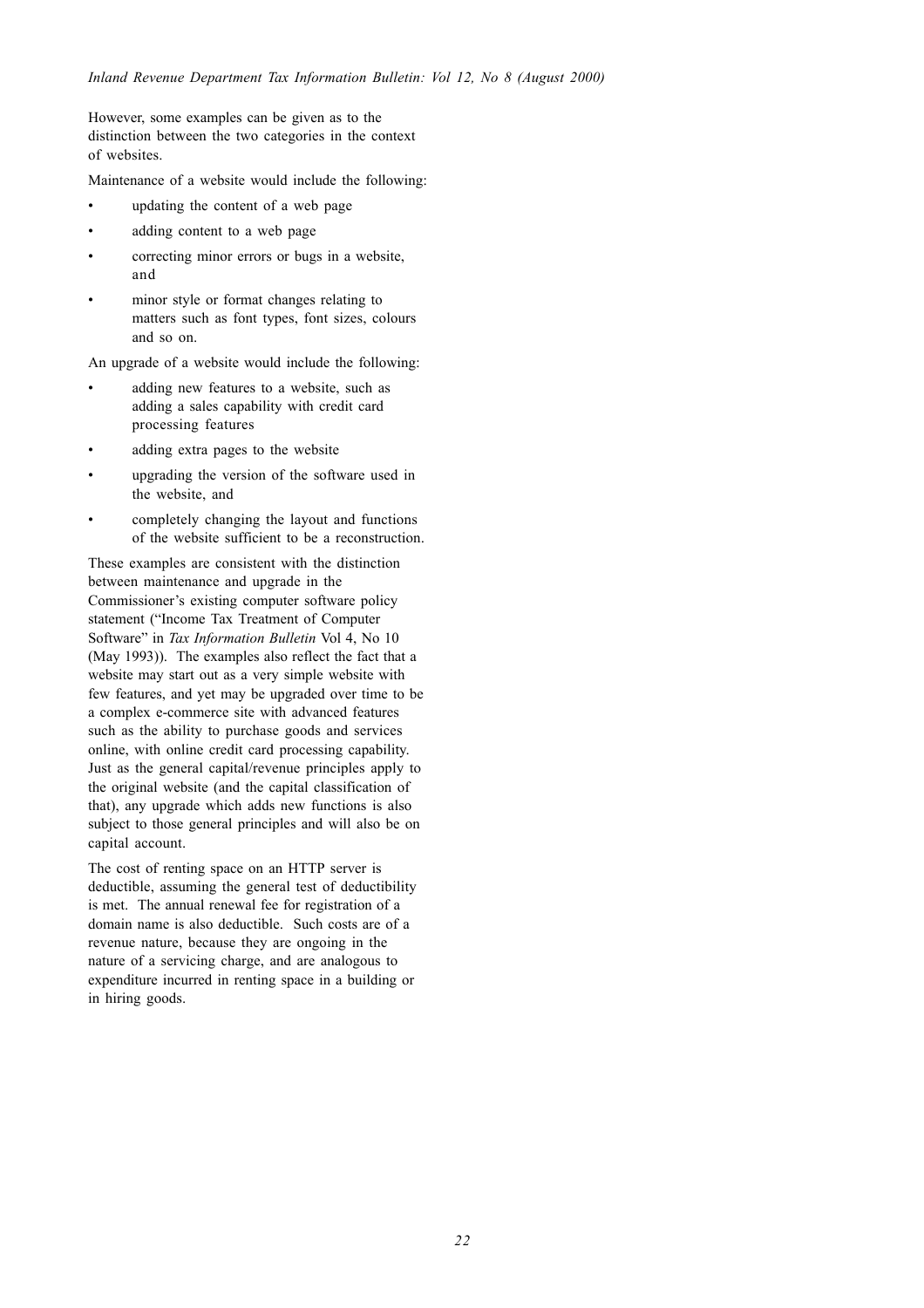However, some examples can be given as to the distinction between the two categories in the context of websites.

Maintenance of a website would include the following:

- updating the content of a web page
- adding content to a web page
- correcting minor errors or bugs in a website, and
- minor style or format changes relating to matters such as font types, font sizes, colours and so on.

An upgrade of a website would include the following:

- adding new features to a website, such as adding a sales capability with credit card processing features
- adding extra pages to the website
- upgrading the version of the software used in the website, and
- completely changing the layout and functions of the website sufficient to be a reconstruction.

These examples are consistent with the distinction between maintenance and upgrade in the Commissioner's existing computer software policy statement ("Income Tax Treatment of Computer Software" in *Tax Information Bulletin* Vol 4, No 10 (May 1993)). The examples also reflect the fact that a website may start out as a very simple website with few features, and yet may be upgraded over time to be a complex e-commerce site with advanced features such as the ability to purchase goods and services online, with online credit card processing capability. Just as the general capital/revenue principles apply to the original website (and the capital classification of that), any upgrade which adds new functions is also subject to those general principles and will also be on capital account.

The cost of renting space on an HTTP server is deductible, assuming the general test of deductibility is met. The annual renewal fee for registration of a domain name is also deductible. Such costs are of a revenue nature, because they are ongoing in the nature of a servicing charge, and are analogous to expenditure incurred in renting space in a building or in hiring goods.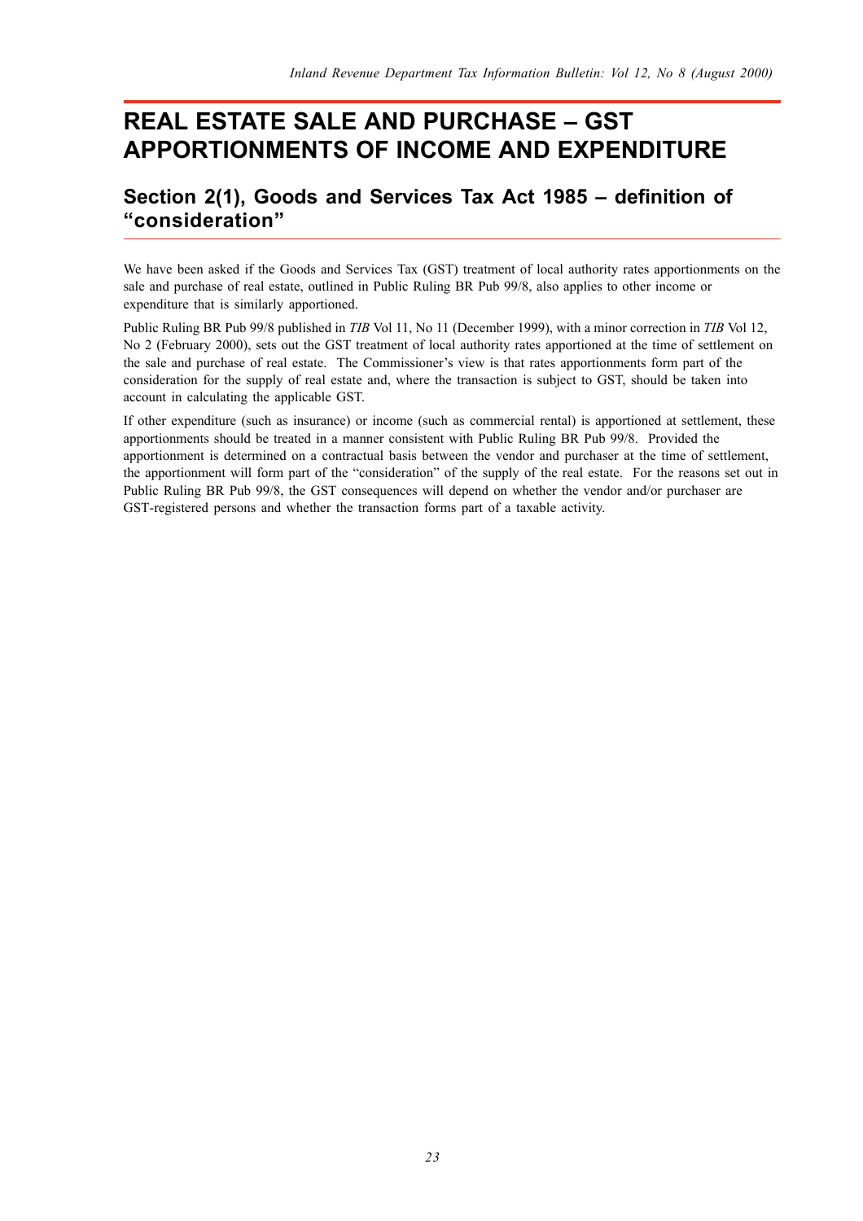# REAL ESTATE SALE AND PURCHASE – GST APPORTIONMENTS OF INCOME AND EXPENDITURE

## Section 2(1), Goods and Services Tax Act 1985 – definition of "consideration"

We have been asked if the Goods and Services Tax (GST) treatment of local authority rates apportionments on the sale and purchase of real estate, outlined in Public Ruling BR Pub 99/8, also applies to other income or expenditure that is similarly apportioned.

Public Ruling BR Pub 99/8 published in *TIB* Vol 11, No 11 (December 1999), with a minor correction in *TIB* Vol 12, No 2 (February 2000), sets out the GST treatment of local authority rates apportioned at the time of settlement on the sale and purchase of real estate. The Commissioner's view is that rates apportionments form part of the consideration for the supply of real estate and, where the transaction is subject to GST, should be taken into account in calculating the applicable GST.

If other expenditure (such as insurance) or income (such as commercial rental) is apportioned at settlement, these apportionments should be treated in a manner consistent with Public Ruling BR Pub 99/8. Provided the apportionment is determined on a contractual basis between the vendor and purchaser at the time of settlement, the apportionment will form part of the "consideration" of the supply of the real estate. For the reasons set out in Public Ruling BR Pub 99/8, the GST consequences will depend on whether the vendor and/or purchaser are GST-registered persons and whether the transaction forms part of a taxable activity.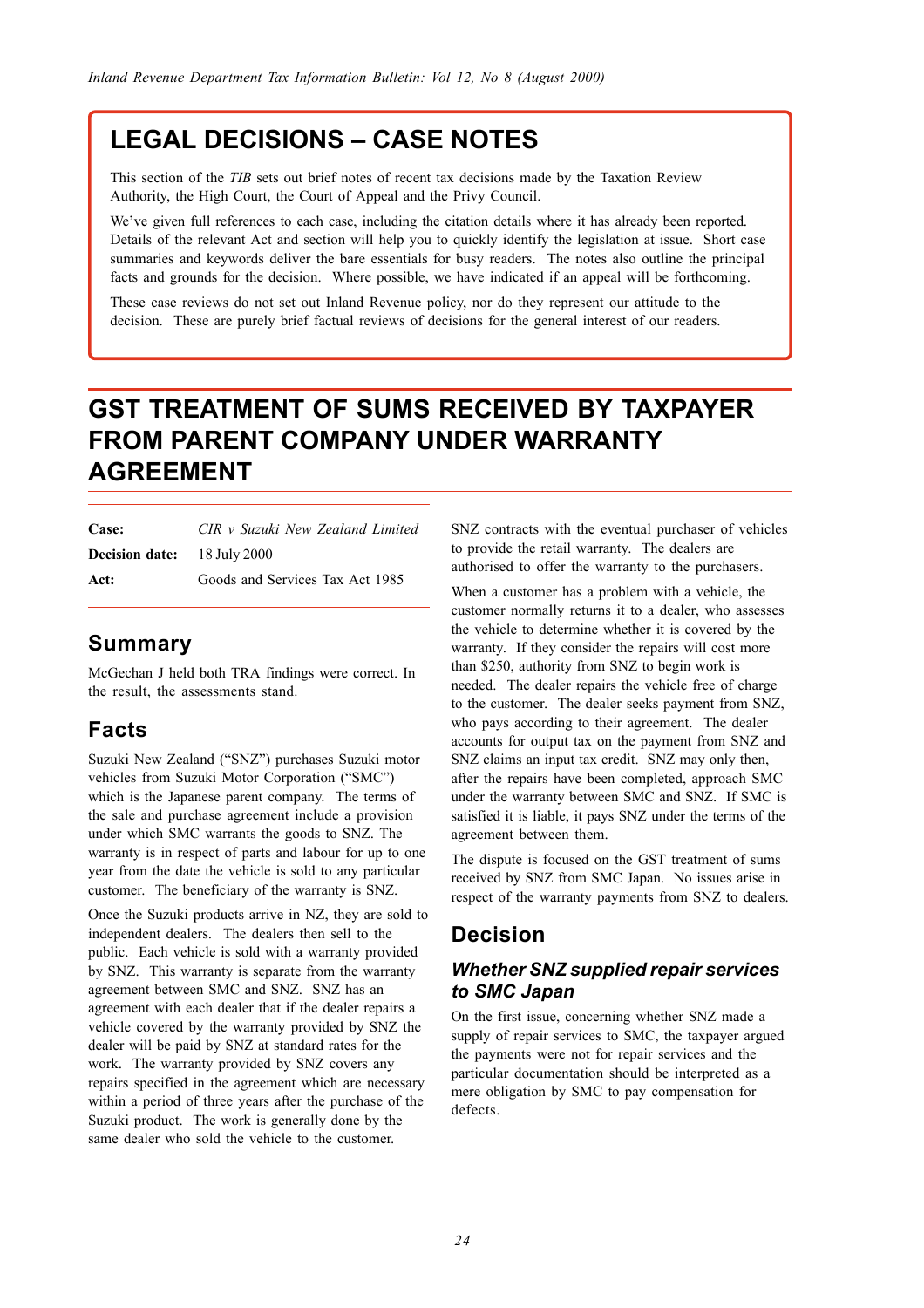# LEGAL DECISIONS – CASE NOTES

This section of the *TIB* sets out brief notes of recent tax decisions made by the Taxation Review Authority, the High Court, the Court of Appeal and the Privy Council.

We've given full references to each case, including the citation details where it has already been reported. Details of the relevant Act and section will help you to quickly identify the legislation at issue. Short case summaries and keywords deliver the bare essentials for busy readers. The notes also outline the principal facts and grounds for the decision. Where possible, we have indicated if an appeal will be forthcoming.

These case reviews do not set out Inland Revenue policy, nor do they represent our attitude to the decision. These are purely brief factual reviews of decisions for the general interest of our readers.

# GST TREATMENT OF SUMS RECEIVED BY TAXPAYER FROM PARENT COMPANY UNDER WARRANTY AGREEMENT

| | |
|---|---|
| **Case:** | *CIR v Suzuki New Zealand Limited* |
| **Decision date:** | 18 July 2000 |
| **Act:** | Goods and Services Tax Act 1985 |

## Summary

McGechan J held both TRA findings were correct. In the result, the assessments stand.

## Facts

Suzuki New Zealand ("SNZ") purchases Suzuki motor vehicles from Suzuki Motor Corporation ("SMC") which is the Japanese parent company. The terms of the sale and purchase agreement include a provision under which SMC warrants the goods to SNZ. The warranty is in respect of parts and labour for up to one year from the date the vehicle is sold to any particular customer. The beneficiary of the warranty is SNZ.

Once the Suzuki products arrive in NZ, they are sold to independent dealers. The dealers then sell to the public. Each vehicle is sold with a warranty provided by SNZ. This warranty is separate from the warranty agreement between SMC and SNZ. SNZ has an agreement with each dealer that if the dealer repairs a vehicle covered by the warranty provided by SNZ the dealer will be paid by SNZ at standard rates for the work. The warranty provided by SNZ covers any repairs specified in the agreement which are necessary within a period of three years after the purchase of the Suzuki product. The work is generally done by the same dealer who sold the vehicle to the customer.

SNZ contracts with the eventual purchaser of vehicles to provide the retail warranty. The dealers are authorised to offer the warranty to the purchasers.

When a customer has a problem with a vehicle, the customer normally returns it to a dealer, who assesses the vehicle to determine whether it is covered by the warranty. If they consider the repairs will cost more than $250, authority from SNZ to begin work is needed. The dealer repairs the vehicle free of charge to the customer. The dealer seeks payment from SNZ, who pays according to their agreement. The dealer accounts for output tax on the payment from SNZ and SNZ claims an input tax credit. SNZ may only then, after the repairs have been completed, approach SMC under the warranty between SMC and SNZ. If SMC is satisfied it is liable, it pays SNZ under the terms of the agreement between them.

The dispute is focused on the GST treatment of sums received by SNZ from SMC Japan. No issues arise in respect of the warranty payments from SNZ to dealers.

## Decision

### *Whether SNZ supplied repair services to SMC Japan*

On the first issue, concerning whether SNZ made a supply of repair services to SMC, the taxpayer argued the payments were not for repair services and the particular documentation should be interpreted as a mere obligation by SMC to pay compensation for defects.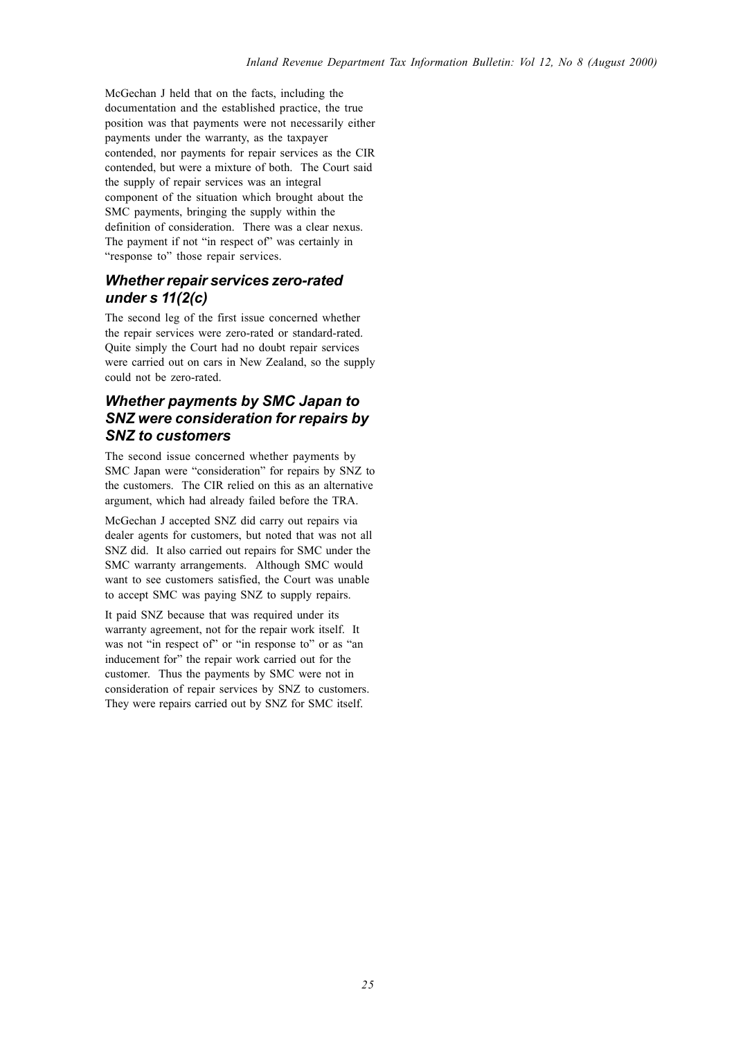McGechan J held that on the facts, including the documentation and the established practice, the true position was that payments were not necessarily either payments under the warranty, as the taxpayer contended, nor payments for repair services as the CIR contended, but were a mixture of both. The Court said the supply of repair services was an integral component of the situation which brought about the SMC payments, bringing the supply within the definition of consideration. There was a clear nexus. The payment if not "in respect of" was certainly in "response to" those repair services.

### *Whether repair services zero-rated under s 11(2(c)*

The second leg of the first issue concerned whether the repair services were zero-rated or standard-rated. Quite simply the Court had no doubt repair services were carried out on cars in New Zealand, so the supply could not be zero-rated.

### *Whether payments by SMC Japan to SNZ were consideration for repairs by SNZ to customers*

The second issue concerned whether payments by SMC Japan were "consideration" for repairs by SNZ to the customers. The CIR relied on this as an alternative argument, which had already failed before the TRA.

McGechan J accepted SNZ did carry out repairs via dealer agents for customers, but noted that was not all SNZ did. It also carried out repairs for SMC under the SMC warranty arrangements. Although SMC would want to see customers satisfied, the Court was unable to accept SMC was paying SNZ to supply repairs.

It paid SNZ because that was required under its warranty agreement, not for the repair work itself. It was not "in respect of" or "in response to" or as "an inducement for" the repair work carried out for the customer. Thus the payments by SMC were not in consideration of repair services by SNZ to customers. They were repairs carried out by SNZ for SMC itself.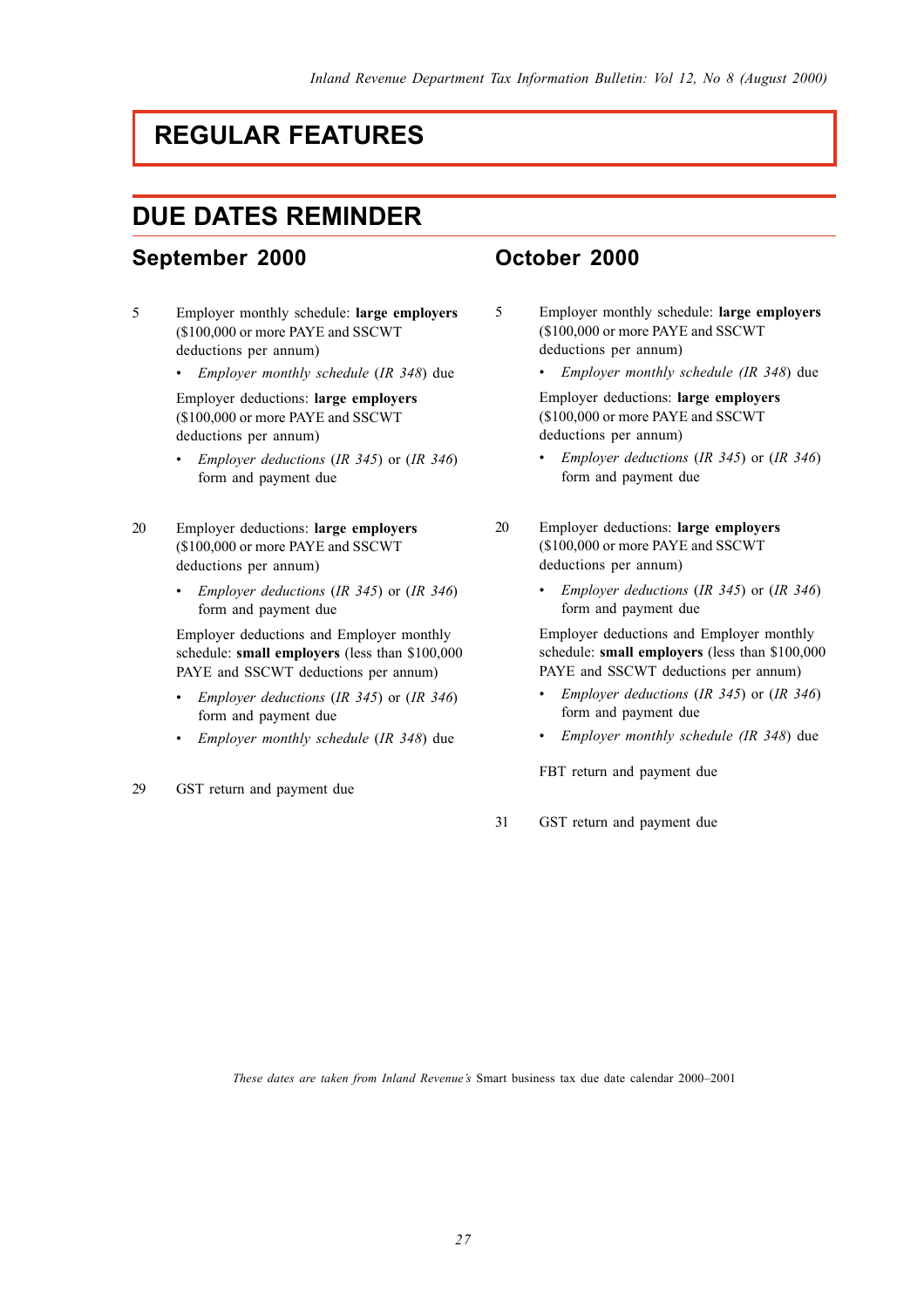# REGULAR FEATURES

## DUE DATES REMINDER

### September 2000

5 Employer monthly schedule: **large employers** ($100,000 or more PAYE and SSCWT deductions per annum)

- *Employer monthly schedule* (*IR 348*) due

Employer deductions: **large employers** ($100,000 or more PAYE and SSCWT deductions per annum)

- *Employer deductions* (*IR 345*) or (*IR 346*) form and payment due

20 Employer deductions: **large employers** ($100,000 or more PAYE and SSCWT deductions per annum)

- *Employer deductions* (*IR 345*) or (*IR 346*) form and payment due

Employer deductions and Employer monthly schedule: **small employers** (less than $100,000 PAYE and SSCWT deductions per annum)

- *Employer deductions* (*IR 345*) or (*IR 346*) form and payment due
- *Employer monthly schedule* (*IR 348*) due

29 GST return and payment due

### October 2000

5 Employer monthly schedule: **large employers** ($100,000 or more PAYE and SSCWT deductions per annum)

- *Employer monthly schedule (IR 348*) due

Employer deductions: **large employers** ($100,000 or more PAYE and SSCWT deductions per annum)

- *Employer deductions* (*IR 345*) or (*IR 346*) form and payment due

20 Employer deductions: **large employers** ($100,000 or more PAYE and SSCWT deductions per annum)

- *Employer deductions* (*IR 345*) or (*IR 346*) form and payment due

Employer deductions and Employer monthly schedule: **small employers** (less than $100,000 PAYE and SSCWT deductions per annum)

- *Employer deductions* (*IR 345*) or (*IR 346*) form and payment due
- *Employer monthly schedule (IR 348*) due

FBT return and payment due

31 GST return and payment due

*These dates are taken from Inland Revenue's* Smart business tax due date calendar 2000–2001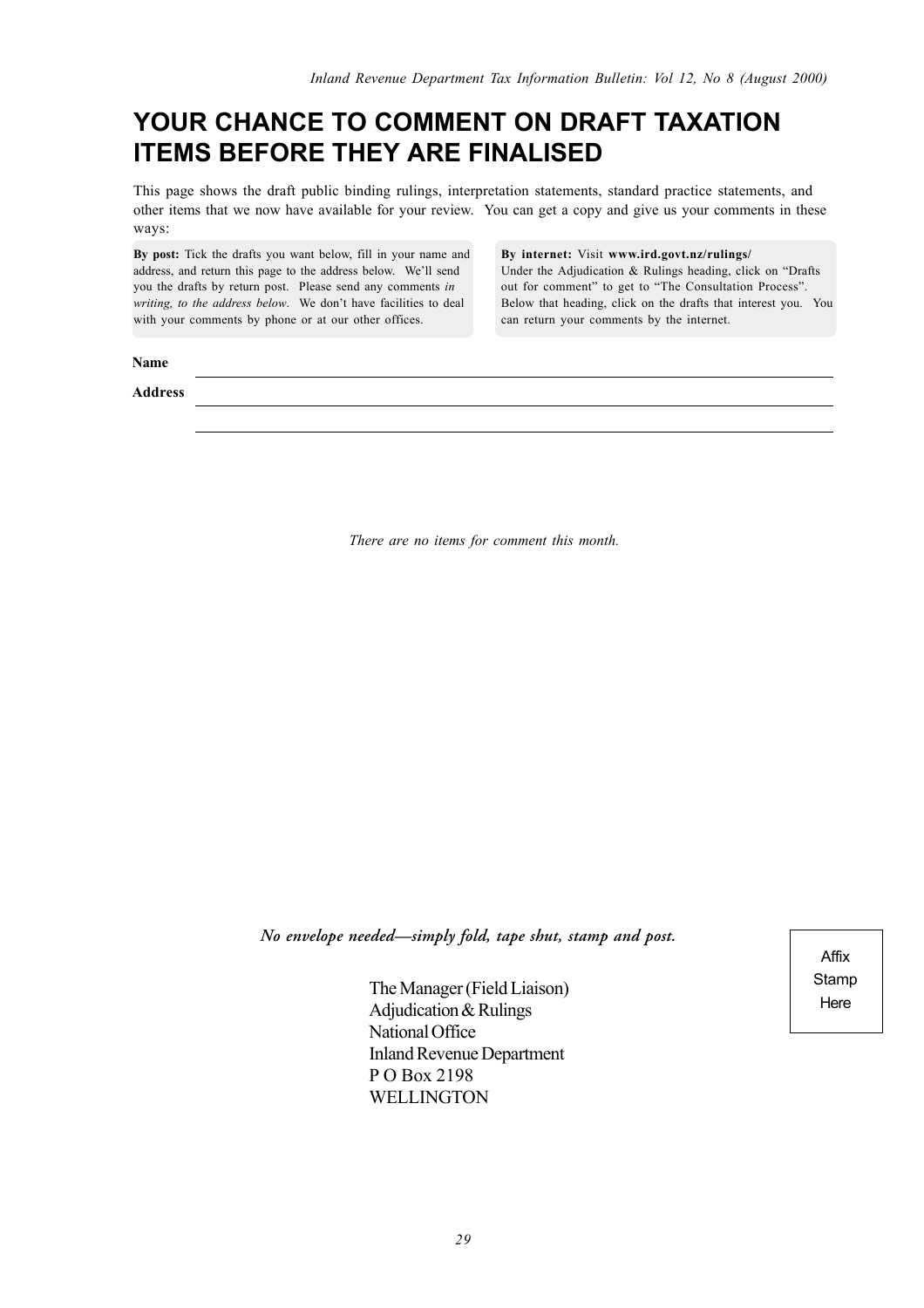# YOUR CHANCE TO COMMENT ON DRAFT TAXATION ITEMS BEFORE THEY ARE FINALISED

This page shows the draft public binding rulings, interpretation statements, standard practice statements, and other items that we now have available for your review. You can get a copy and give us your comments in these ways:

**By post:** Tick the drafts you want below, fill in your name and address, and return this page to the address below. We'll send you the drafts by return post. Please send any comments *in writing, to the address below*. We don't have facilities to deal with your comments by phone or at our other offices.

**By internet:** Visit **www.ird.govt.nz/rulings/**
Under the Adjudication & Rulings heading, click on "Drafts out for comment" to get to "The Consultation Process". Below that heading, click on the drafts that interest you. You can return your comments by the internet.

**Name** ______________________________

**Address** ______________________________

______________________________

*There are no items for comment this month.*

***No envelope needed—simply fold, tape shut, stamp and post.***

Affix Stamp Here

The Manager (Field Liaison)
Adjudication & Rulings
National Office
Inland Revenue Department
P O Box 2198
WELLINGTON